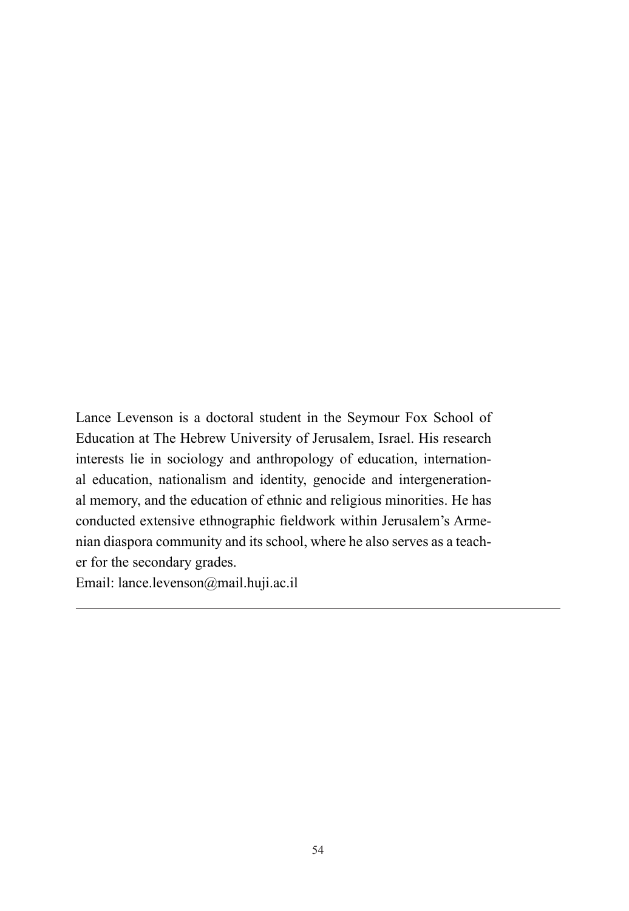Lance Levenson is a doctoral student in the Seymour Fox School of Education at The Hebrew University of Jerusalem, Israel. His research interests lie in sociology and anthropology of education, international education, nationalism and identity, genocide and intergenerational memory, and the education of ethnic and religious minorities. He has conducted extensive ethnographic fieldwork within Jerusalem's Armenian diaspora community and its school, where he also serves as a teacher for the secondary grades.

Email: lance.levenson@mail.huji.ac.il

---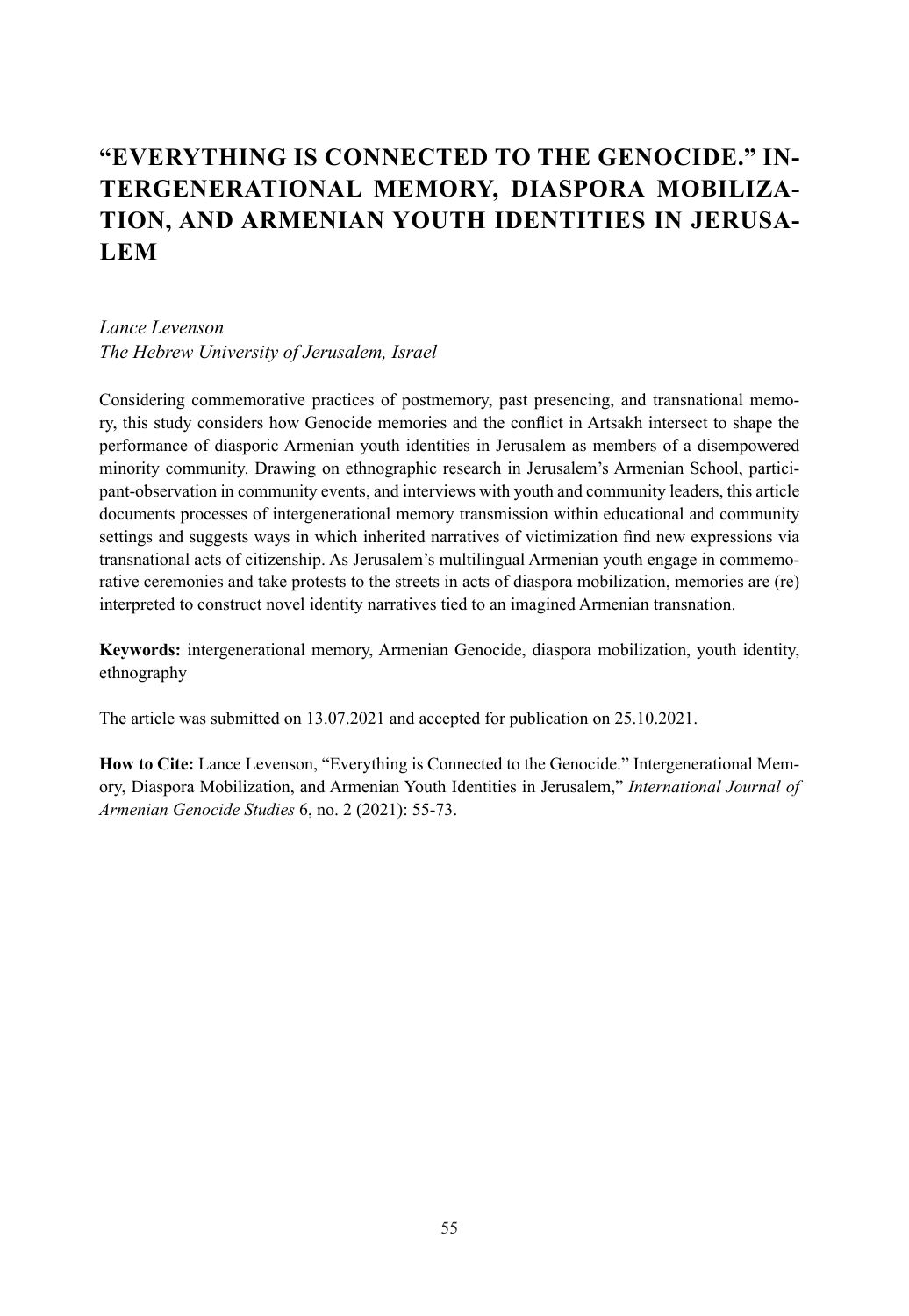# "EVERYTHING IS CONNECTED TO THE GENOCIDE." INTERGENERATIONAL MEMORY, DIASPORA MOBILIZATION, AND ARMENIAN YOUTH IDENTITIES IN JERUSALEM

*Lance Levenson*
*The Hebrew University of Jerusalem, Israel*

Considering commemorative practices of postmemory, past presencing, and transnational memory, this study considers how Genocide memories and the conflict in Artsakh intersect to shape the performance of diasporic Armenian youth identities in Jerusalem as members of a disempowered minority community. Drawing on ethnographic research in Jerusalem's Armenian School, participant-observation in community events, and interviews with youth and community leaders, this article documents processes of intergenerational memory transmission within educational and community settings and suggests ways in which inherited narratives of victimization find new expressions via transnational acts of citizenship. As Jerusalem's multilingual Armenian youth engage in commemorative ceremonies and take protests to the streets in acts of diaspora mobilization, memories are (re) interpreted to construct novel identity narratives tied to an imagined Armenian transnation.

**Keywords:** intergenerational memory, Armenian Genocide, diaspora mobilization, youth identity, ethnography

The article was submitted on 13.07.2021 and accepted for publication on 25.10.2021.

**How to Cite:** Lance Levenson, "Everything is Connected to the Genocide." Intergenerational Memory, Diaspora Mobilization, and Armenian Youth Identities in Jerusalem," *International Journal of Armenian Genocide Studies* 6, no. 2 (2021): 55-73.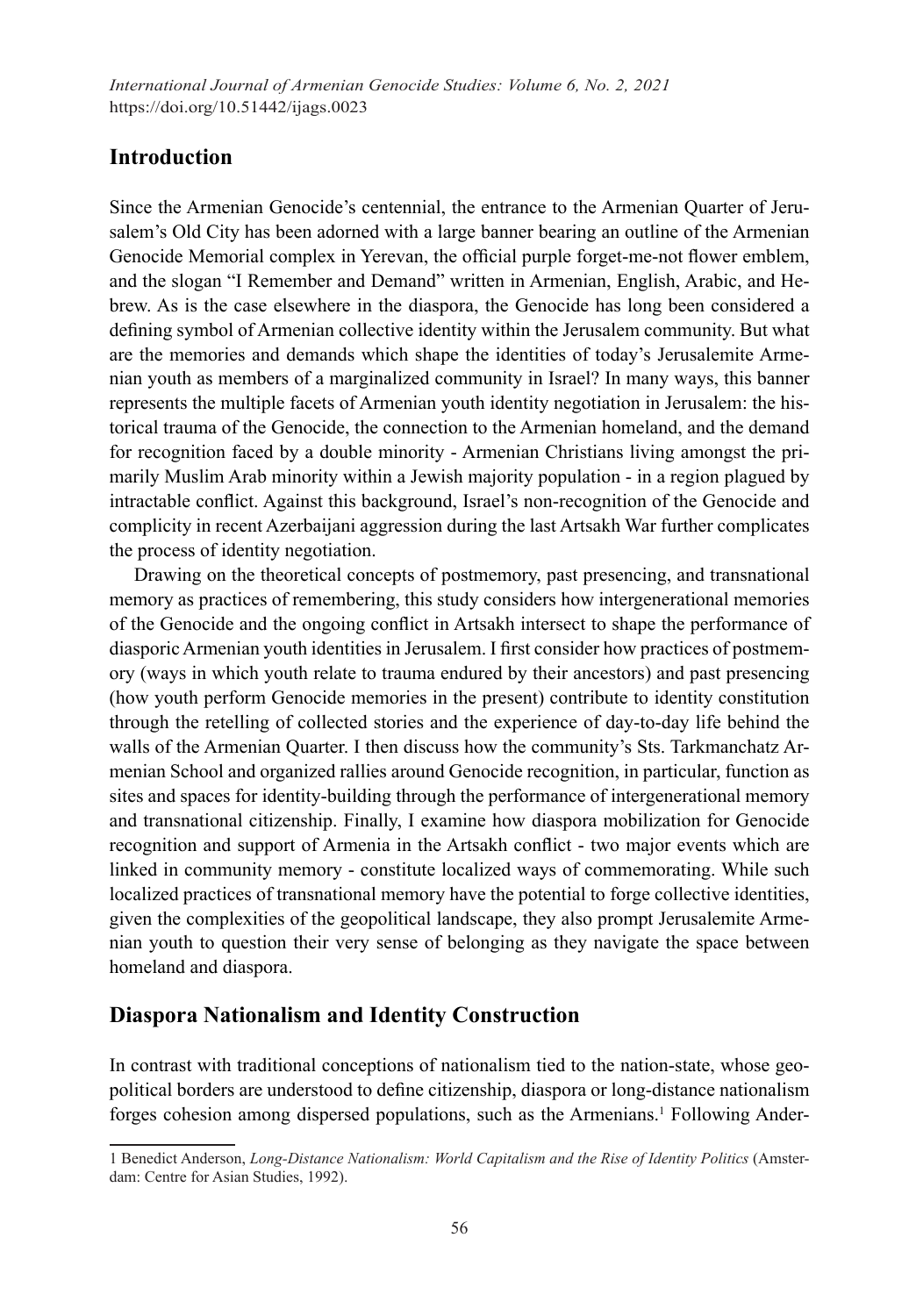## Introduction

Since the Armenian Genocide's centennial, the entrance to the Armenian Quarter of Jerusalem's Old City has been adorned with a large banner bearing an outline of the Armenian Genocide Memorial complex in Yerevan, the official purple forget-me-not flower emblem, and the slogan "I Remember and Demand" written in Armenian, English, Arabic, and Hebrew. As is the case elsewhere in the diaspora, the Genocide has long been considered a defining symbol of Armenian collective identity within the Jerusalem community. But what are the memories and demands which shape the identities of today's Jerusalemite Armenian youth as members of a marginalized community in Israel? In many ways, this banner represents the multiple facets of Armenian youth identity negotiation in Jerusalem: the historical trauma of the Genocide, the connection to the Armenian homeland, and the demand for recognition faced by a double minority - Armenian Christians living amongst the primarily Muslim Arab minority within a Jewish majority population - in a region plagued by intractable conflict. Against this background, Israel's non-recognition of the Genocide and complicity in recent Azerbaijani aggression during the last Artsakh War further complicates the process of identity negotiation.

Drawing on the theoretical concepts of postmemory, past presencing, and transnational memory as practices of remembering, this study considers how intergenerational memories of the Genocide and the ongoing conflict in Artsakh intersect to shape the performance of diasporic Armenian youth identities in Jerusalem. I first consider how practices of postmemory (ways in which youth relate to trauma endured by their ancestors) and past presencing (how youth perform Genocide memories in the present) contribute to identity constitution through the retelling of collected stories and the experience of day-to-day life behind the walls of the Armenian Quarter. I then discuss how the community's Sts. Tarkmanchatz Armenian School and organized rallies around Genocide recognition, in particular, function as sites and spaces for identity-building through the performance of intergenerational memory and transnational citizenship. Finally, I examine how diaspora mobilization for Genocide recognition and support of Armenia in the Artsakh conflict - two major events which are linked in community memory - constitute localized ways of commemorating. While such localized practices of transnational memory have the potential to forge collective identities, given the complexities of the geopolitical landscape, they also prompt Jerusalemite Armenian youth to question their very sense of belonging as they navigate the space between homeland and diaspora.

## Diaspora Nationalism and Identity Construction

In contrast with traditional conceptions of nationalism tied to the nation-state, whose geopolitical borders are understood to define citizenship, diaspora or long-distance nationalism forges cohesion among dispersed populations, such as the Armenians.[1] Following Ander-

---

[1] Benedict Anderson, *Long-Distance Nationalism: World Capitalism and the Rise of Identity Politics* (Amsterdam: Centre for Asian Studies, 1992).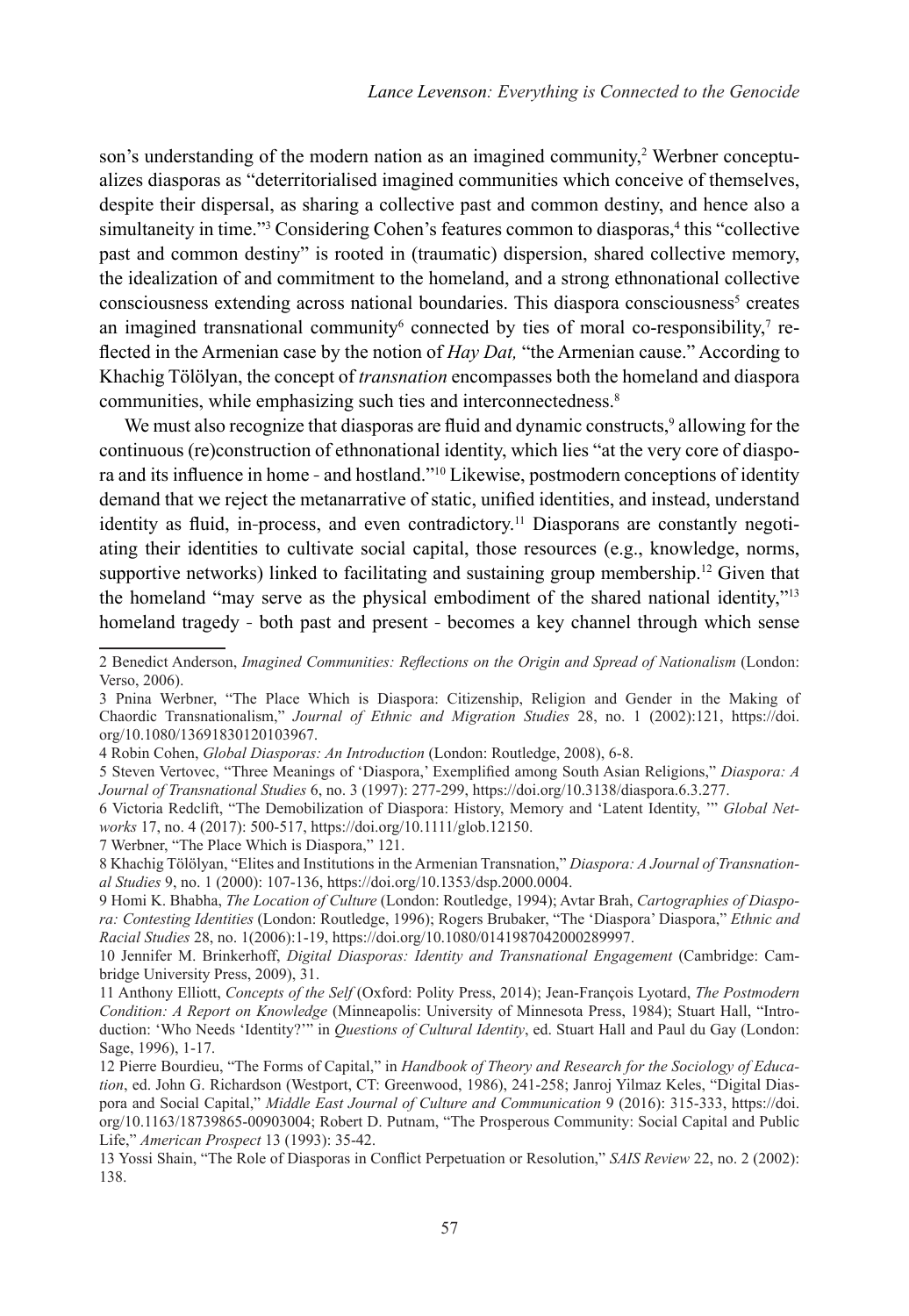son's understanding of the modern nation as an imagined community,[2] Werbner conceptualizes diasporas as "deterritorialised imagined communities which conceive of themselves, despite their dispersal, as sharing a collective past and common destiny, and hence also a simultaneity in time."[3] Considering Cohen's features common to diasporas,[4] this "collective past and common destiny" is rooted in (traumatic) dispersion, shared collective memory, the idealization of and commitment to the homeland, and a strong ethnonational collective consciousness extending across national boundaries. This diaspora consciousness[5] creates an imagined transnational community[6] connected by ties of moral co-responsibility,[7] reflected in the Armenian case by the notion of *Hay Dat,* "the Armenian cause." According to Khachig Tölölyan, the concept of *transnation* encompasses both the homeland and diaspora communities, while emphasizing such ties and interconnectedness.[8]

We must also recognize that diasporas are fluid and dynamic constructs,[9] allowing for the continuous (re)construction of ethnonational identity, which lies "at the very core of diaspora and its influence in home - and hostland."[10] Likewise, postmodern conceptions of identity demand that we reject the metanarrative of static, unified identities, and instead, understand identity as fluid, in-process, and even contradictory.[11] Diasporans are constantly negotiating their identities to cultivate social capital, those resources (e.g., knowledge, norms, supportive networks) linked to facilitating and sustaining group membership.[12] Given that the homeland "may serve as the physical embodiment of the shared national identity,"[13] homeland tragedy - both past and present - becomes a key channel through which sense

---

2 Benedict Anderson, *Imagined Communities: Reflections on the Origin and Spread of Nationalism* (London: Verso, 2006).

3 Pnina Werbner, "The Place Which is Diaspora: Citizenship, Religion and Gender in the Making of Chaordic Transnationalism," *Journal of Ethnic and Migration Studies* 28, no. 1 (2002):121, https://doi.org/10.1080/13691830120103967.

4 Robin Cohen, *Global Diasporas: An Introduction* (London: Routledge, 2008), 6-8.

5 Steven Vertovec, "Three Meanings of 'Diaspora,' Exemplified among South Asian Religions," *Diaspora: A Journal of Transnational Studies* 6, no. 3 (1997): 277-299, https://doi.org/10.3138/diaspora.6.3.277.

6 Victoria Redclift, "The Demobilization of Diaspora: History, Memory and 'Latent Identity, '" *Global Networks* 17, no. 4 (2017): 500-517, https://doi.org/10.1111/glob.12150.

7 Werbner, "The Place Which is Diaspora," 121.

8 Khachig Tölölyan, "Elites and Institutions in the Armenian Transnation," *Diaspora: A Journal of Transnational Studies* 9, no. 1 (2000): 107-136, https://doi.org/10.1353/dsp.2000.0004.

9 Homi K. Bhabha, *The Location of Culture* (London: Routledge, 1994); Avtar Brah, *Cartographies of Diaspora: Contesting Identities* (London: Routledge, 1996); Rogers Brubaker, "The 'Diaspora' Diaspora," *Ethnic and Racial Studies* 28, no. 1(2006):1-19, https://doi.org/10.1080/0141987042000289997.

10 Jennifer M. Brinkerhoff, *Digital Diasporas: Identity and Transnational Engagement* (Cambridge: Cambridge University Press, 2009), 31.

11 Anthony Elliott, *Concepts of the Self* (Oxford: Polity Press, 2014); Jean-François Lyotard, *The Postmodern Condition: A Report on Knowledge* (Minneapolis: University of Minnesota Press, 1984); Stuart Hall, "Introduction: 'Who Needs 'Identity?'" in *Questions of Cultural Identity*, ed. Stuart Hall and Paul du Gay (London: Sage, 1996), 1-17.

12 Pierre Bourdieu, "The Forms of Capital," in *Handbook of Theory and Research for the Sociology of Education*, ed. John G. Richardson (Westport, CT: Greenwood, 1986), 241-258; Janroj Yilmaz Keles, "Digital Diaspora and Social Capital," *Middle East Journal of Culture and Communication* 9 (2016): 315-333, https://doi.org/10.1163/18739865-00903004; Robert D. Putnam, "The Prosperous Community: Social Capital and Public Life," *American Prospect* 13 (1993): 35-42.

13 Yossi Shain, "The Role of Diasporas in Conflict Perpetuation or Resolution," *SAIS Review* 22, no. 2 (2002): 138.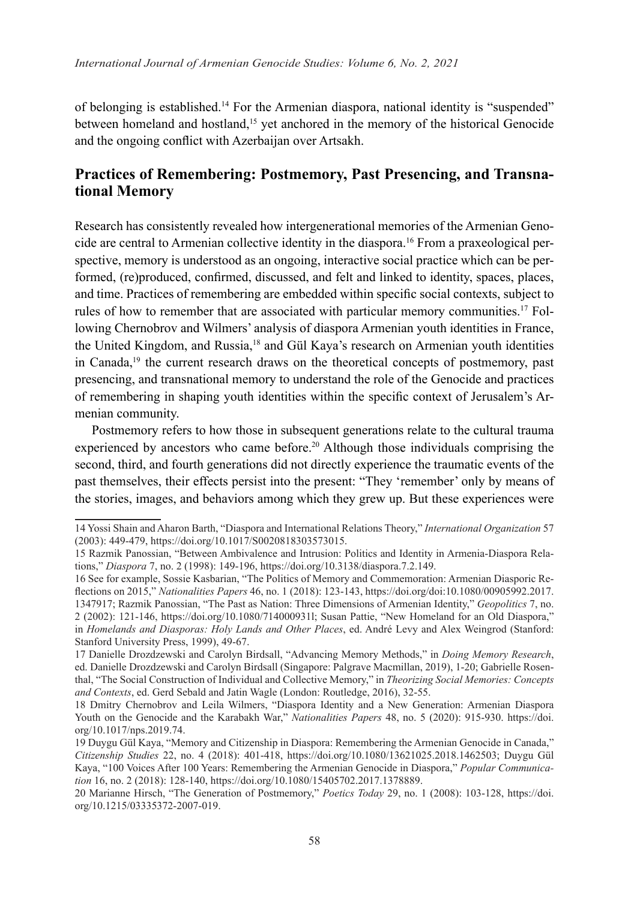of belonging is established.[14] For the Armenian diaspora, national identity is "suspended" between homeland and hostland,[15] yet anchored in the memory of the historical Genocide and the ongoing conflict with Azerbaijan over Artsakh.

## Practices of Remembering: Postmemory, Past Presencing, and Transnational Memory

Research has consistently revealed how intergenerational memories of the Armenian Genocide are central to Armenian collective identity in the diaspora.[16] From a praxeological perspective, memory is understood as an ongoing, interactive social practice which can be performed, (re)produced, confirmed, discussed, and felt and linked to identity, spaces, places, and time. Practices of remembering are embedded within specific social contexts, subject to rules of how to remember that are associated with particular memory communities.[17] Following Chernobrov and Wilmers' analysis of diaspora Armenian youth identities in France, the United Kingdom, and Russia,[18] and Gül Kaya's research on Armenian youth identities in Canada,[19] the current research draws on the theoretical concepts of postmemory, past presencing, and transnational memory to understand the role of the Genocide and practices of remembering in shaping youth identities within the specific context of Jerusalem's Armenian community.

Postmemory refers to how those in subsequent generations relate to the cultural trauma experienced by ancestors who came before.[20] Although those individuals comprising the second, third, and fourth generations did not directly experience the traumatic events of the past themselves, their effects persist into the present: "They 'remember' only by means of the stories, images, and behaviors among which they grew up. But these experiences were

---

14 Yossi Shain and Aharon Barth, "Diaspora and International Relations Theory," *International Organization* 57 (2003): 449-479, https://doi.org/10.1017/S0020818303573015.

15 Razmik Panossian, "Between Ambivalence and Intrusion: Politics and Identity in Armenia-Diaspora Relations," *Diaspora* 7, no. 2 (1998): 149-196, https://doi.org/10.3138/diaspora.7.2.149.

16 See for example, Sossie Kasbarian, "The Politics of Memory and Commemoration: Armenian Diasporic Reflections on 2015," *Nationalities Papers* 46, no. 1 (2018): 123-143, https://doi.org/doi:10.1080/00905992.2017.1347917; Razmik Panossian, "The Past as Nation: Three Dimensions of Armenian Identity," *Geopolitics* 7, no. 2 (2002): 121-146, https://doi.org/10.1080/714000931l; Susan Pattie, "New Homeland for an Old Diaspora," in *Homelands and Diasporas: Holy Lands and Other Places*, ed. André Levy and Alex Weingrod (Stanford: Stanford University Press, 1999), 49-67.

17 Danielle Drozdzewski and Carolyn Birdsall, "Advancing Memory Methods," in *Doing Memory Research*, ed. Danielle Drozdzewski and Carolyn Birdsall (Singapore: Palgrave Macmillan, 2019), 1-20; Gabrielle Rosenthal, "The Social Construction of Individual and Collective Memory," in *Theorizing Social Memories: Concepts and Contexts*, ed. Gerd Sebald and Jatin Wagle (London: Routledge, 2016), 32-55.

18 Dmitry Chernobrov and Leila Wilmers, "Diaspora Identity and a New Generation: Armenian Diaspora Youth on the Genocide and the Karabakh War," *Nationalities Papers* 48, no. 5 (2020): 915-930. https://doi.org/10.1017/nps.2019.74.

19 Duygu Gül Kaya, "Memory and Citizenship in Diaspora: Remembering the Armenian Genocide in Canada," *Citizenship Studies* 22, no. 4 (2018): 401-418, https://doi.org/10.1080/13621025.2018.1462503; Duygu Gül Kaya, "100 Voices After 100 Years: Remembering the Armenian Genocide in Diaspora," *Popular Communication* 16, no. 2 (2018): 128-140, https://doi.org/10.1080/15405702.2017.1378889.

20 Marianne Hirsch, "The Generation of Postmemory," *Poetics Today* 29, no. 1 (2008): 103-128, https://doi.org/10.1215/03335372-2007-019.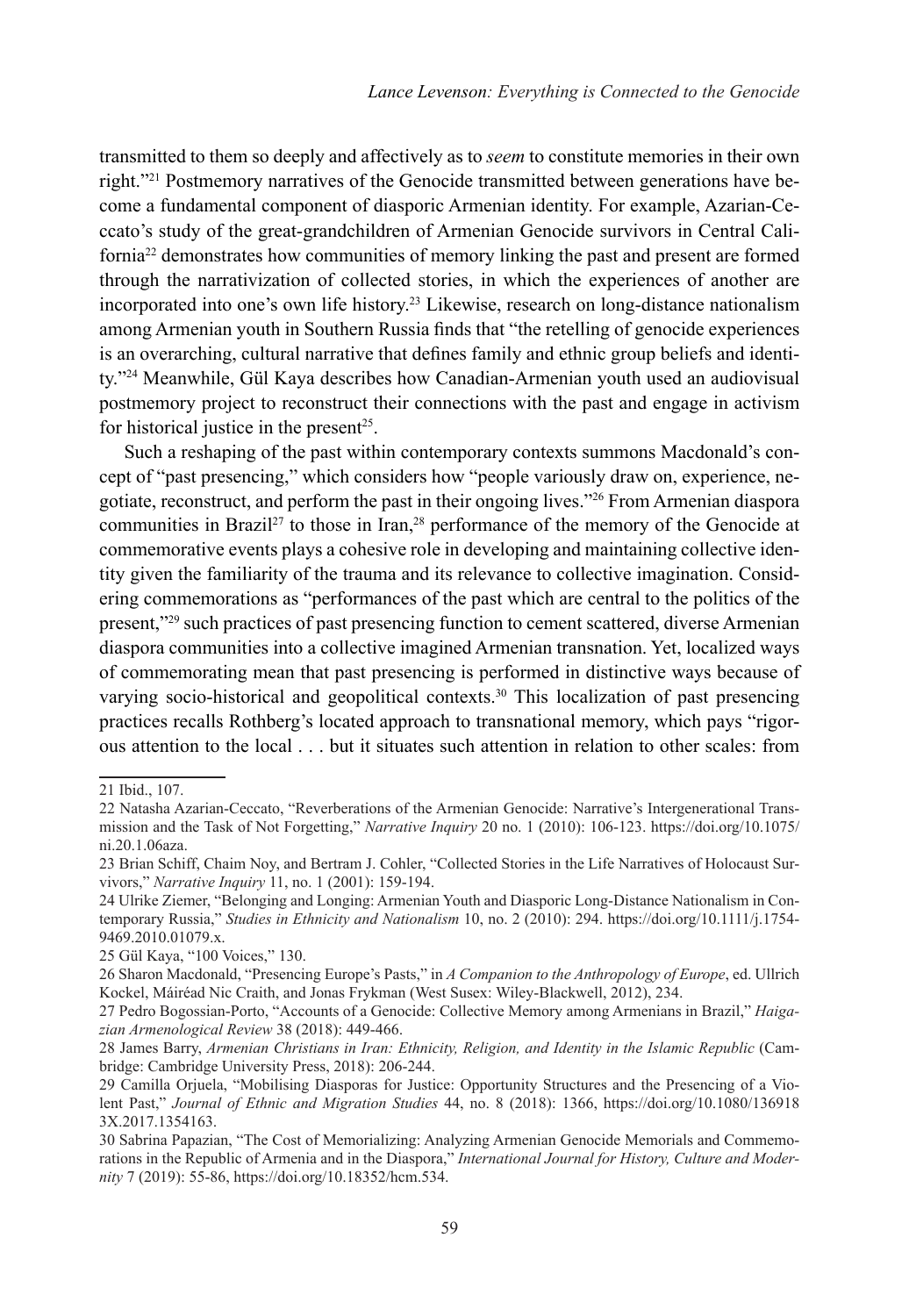transmitted to them so deeply and affectively as to *seem* to constitute memories in their own right."[21] Postmemory narratives of the Genocide transmitted between generations have become a fundamental component of diasporic Armenian identity. For example, Azarian-Ceccato's study of the great-grandchildren of Armenian Genocide survivors in Central California[22] demonstrates how communities of memory linking the past and present are formed through the narrativization of collected stories, in which the experiences of another are incorporated into one's own life history.[23] Likewise, research on long-distance nationalism among Armenian youth in Southern Russia finds that "the retelling of genocide experiences is an overarching, cultural narrative that defines family and ethnic group beliefs and identity."[24] Meanwhile, Gül Kaya describes how Canadian-Armenian youth used an audiovisual postmemory project to reconstruct their connections with the past and engage in activism for historical justice in the present[25].

Such a reshaping of the past within contemporary contexts summons Macdonald's concept of "past presencing," which considers how "people variously draw on, experience, negotiate, reconstruct, and perform the past in their ongoing lives."[26] From Armenian diaspora communities in Brazil[27] to those in Iran,[28] performance of the memory of the Genocide at commemorative events plays a cohesive role in developing and maintaining collective identity given the familiarity of the trauma and its relevance to collective imagination. Considering commemorations as "performances of the past which are central to the politics of the present,"[29] such practices of past presencing function to cement scattered, diverse Armenian diaspora communities into a collective imagined Armenian transnation. Yet, localized ways of commemorating mean that past presencing is performed in distinctive ways because of varying socio-historical and geopolitical contexts.[30] This localization of past presencing practices recalls Rothberg's located approach to transnational memory, which pays "rigorous attention to the local . . . but it situates such attention in relation to other scales: from

---

21 Ibid., 107.

22 Natasha Azarian-Ceccato, "Reverberations of the Armenian Genocide: Narrative's Intergenerational Transmission and the Task of Not Forgetting," *Narrative Inquiry* 20 no. 1 (2010): 106-123. https://doi.org/10.1075/ni.20.1.06aza.

23 Brian Schiff, Chaim Noy, and Bertram J. Cohler, "Collected Stories in the Life Narratives of Holocaust Survivors," *Narrative Inquiry* 11, no. 1 (2001): 159-194.

24 Ulrike Ziemer, "Belonging and Longing: Armenian Youth and Diasporic Long-Distance Nationalism in Contemporary Russia," *Studies in Ethnicity and Nationalism* 10, no. 2 (2010): 294. https://doi.org/10.1111/j.1754-9469.2010.01079.x.

25 Gül Kaya, "100 Voices," 130.

26 Sharon Macdonald, "Presencing Europe's Pasts," in *A Companion to the Anthropology of Europe*, ed. Ullrich Kockel, Máiréad Nic Craith, and Jonas Frykman (West Susex: Wiley-Blackwell, 2012), 234.

27 Pedro Bogossian-Porto, "Accounts of a Genocide: Collective Memory among Armenians in Brazil," *Haigazian Armenological Review* 38 (2018): 449-466.

28 James Barry, *Armenian Christians in Iran: Ethnicity, Religion, and Identity in the Islamic Republic* (Cambridge: Cambridge University Press, 2018): 206-244.

29 Camilla Orjuela, "Mobilising Diasporas for Justice: Opportunity Structures and the Presencing of a Violent Past," *Journal of Ethnic and Migration Studies* 44, no. 8 (2018): 1366, https://doi.org/10.1080/1369183X.2017.1354163.

30 Sabrina Papazian, "The Cost of Memorializing: Analyzing Armenian Genocide Memorials and Commemorations in the Republic of Armenia and in the Diaspora," *International Journal for History, Culture and Modernity* 7 (2019): 55-86, https://doi.org/10.18352/hcm.534.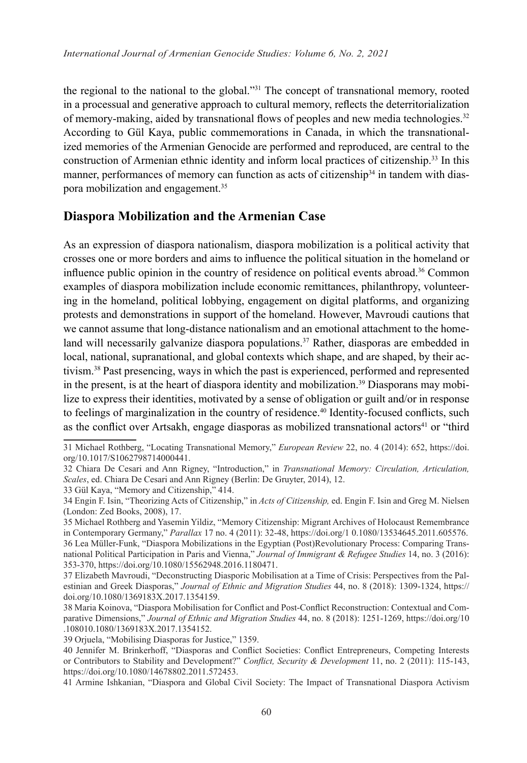the regional to the national to the global."[31] The concept of transnational memory, rooted in a processual and generative approach to cultural memory, reflects the deterritorialization of memory-making, aided by transnational flows of peoples and new media technologies.[32] According to Gül Kaya, public commemorations in Canada, in which the transnationalized memories of the Armenian Genocide are performed and reproduced, are central to the construction of Armenian ethnic identity and inform local practices of citizenship.[33] In this manner, performances of memory can function as acts of citizenship[34] in tandem with diaspora mobilization and engagement.[35]

## Diaspora Mobilization and the Armenian Case

As an expression of diaspora nationalism, diaspora mobilization is a political activity that crosses one or more borders and aims to influence the political situation in the homeland or influence public opinion in the country of residence on political events abroad.[36] Common examples of diaspora mobilization include economic remittances, philanthropy, volunteering in the homeland, political lobbying, engagement on digital platforms, and organizing protests and demonstrations in support of the homeland. However, Mavroudi cautions that we cannot assume that long-distance nationalism and an emotional attachment to the homeland will necessarily galvanize diaspora populations.[37] Rather, diasporas are embedded in local, national, supranational, and global contexts which shape, and are shaped, by their activism.[38] Past presencing, ways in which the past is experienced, performed and represented in the present, is at the heart of diaspora identity and mobilization.[39] Diasporans may mobilize to express their identities, motivated by a sense of obligation or guilt and/or in response to feelings of marginalization in the country of residence.[40] Identity-focused conflicts, such as the conflict over Artsakh, engage diasporas as mobilized transnational actors[41] or "third

---

31 Michael Rothberg, "Locating Transnational Memory," *European Review* 22, no. 4 (2014): 652, https://doi.org/10.1017/S1062798714000441.

32 Chiara De Cesari and Ann Rigney, "Introduction," in *Transnational Memory: Circulation, Articulation, Scales*, ed. Chiara De Cesari and Ann Rigney (Berlin: De Gruyter, 2014), 12.

33 Gül Kaya, "Memory and Citizenship," 414.

34 Engin F. Isin, "Theorizing Acts of Citizenship," in *Acts of Citizenship,* ed. Engin F. Isin and Greg M. Nielsen (London: Zed Books, 2008), 17.

35 Michael Rothberg and Yasemin Yildiz, "Memory Citizenship: Migrant Archives of Holocaust Remembrance in Contemporary Germany," *Parallax* 17 no. 4 (2011): 32-48, https://doi.org/1 0.1080/13534645.2011.605576.

36 Lea Müller-Funk, "Diaspora Mobilizations in the Egyptian (Post)Revolutionary Process: Comparing Transnational Political Participation in Paris and Vienna," *Journal of Immigrant & Refugee Studies* 14, no. 3 (2016): 353-370, https://doi.org/10.1080/15562948.2016.1180471.

37 Elizabeth Mavroudi, "Deconstructing Diasporic Mobilisation at a Time of Crisis: Perspectives from the Palestinian and Greek Diasporas," *Journal of Ethnic and Migration Studies* 44, no. 8 (2018): 1309-1324, https://doi.org/10.1080/1369183X.2017.1354159.

38 Maria Koinova, "Diaspora Mobilisation for Conflict and Post-Conflict Reconstruction: Contextual and Comparative Dimensions," *Journal of Ethnic and Migration Studies* 44, no. 8 (2018): 1251-1269, https://doi.org/10.108010.1080/1369183X.2017.1354152.

39 Orjuela, "Mobilising Diasporas for Justice," 1359.

40 Jennifer M. Brinkerhoff, "Diasporas and Conflict Societies: Conflict Entrepreneurs, Competing Interests or Contributors to Stability and Development?" *Conflict, Security & Development* 11, no. 2 (2011): 115-143, https://doi.org/10.1080/14678802.2011.572453.

41 Armine Ishkanian, "Diaspora and Global Civil Society: The Impact of Transnational Diaspora Activism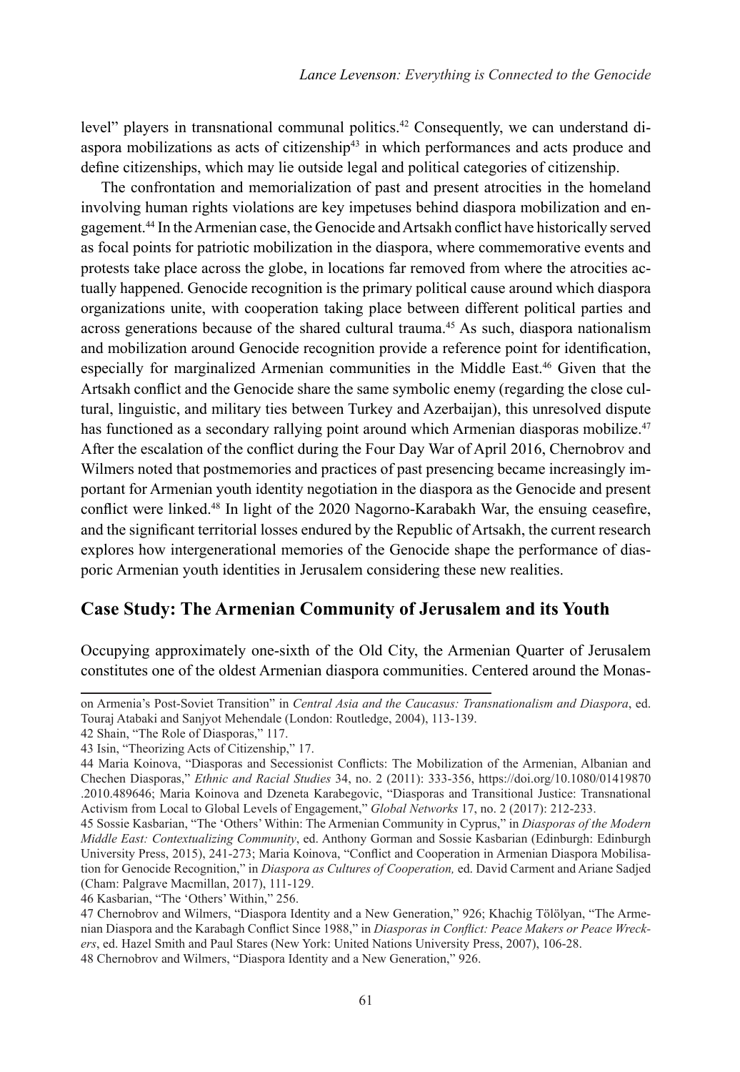level" players in transnational communal politics.[42] Consequently, we can understand diaspora mobilizations as acts of citizenship[43] in which performances and acts produce and define citizenships, which may lie outside legal and political categories of citizenship.

The confrontation and memorialization of past and present atrocities in the homeland involving human rights violations are key impetuses behind diaspora mobilization and engagement.[44] In the Armenian case, the Genocide and Artsakh conflict have historically served as focal points for patriotic mobilization in the diaspora, where commemorative events and protests take place across the globe, in locations far removed from where the atrocities actually happened. Genocide recognition is the primary political cause around which diaspora organizations unite, with cooperation taking place between different political parties and across generations because of the shared cultural trauma.[45] As such, diaspora nationalism and mobilization around Genocide recognition provide a reference point for identification, especially for marginalized Armenian communities in the Middle East.[46] Given that the Artsakh conflict and the Genocide share the same symbolic enemy (regarding the close cultural, linguistic, and military ties between Turkey and Azerbaijan), this unresolved dispute has functioned as a secondary rallying point around which Armenian diasporas mobilize.[47] After the escalation of the conflict during the Four Day War of April 2016, Chernobrov and Wilmers noted that postmemories and practices of past presencing became increasingly important for Armenian youth identity negotiation in the diaspora as the Genocide and present conflict were linked.[48] In light of the 2020 Nagorno-Karabakh War, the ensuing ceasefire, and the significant territorial losses endured by the Republic of Artsakh, the current research explores how intergenerational memories of the Genocide shape the performance of diasporic Armenian youth identities in Jerusalem considering these new realities.

## Case Study: The Armenian Community of Jerusalem and its Youth

Occupying approximately one-sixth of the Old City, the Armenian Quarter of Jerusalem constitutes one of the oldest Armenian diaspora communities. Centered around the Monas-

---

on Armenia's Post-Soviet Transition" in *Central Asia and the Caucasus: Transnationalism and Diaspora*, ed. Touraj Atabaki and Sanjyot Mehendale (London: Routledge, 2004), 113-139.

42 Shain, "The Role of Diasporas," 117.

43 Isin, "Theorizing Acts of Citizenship," 17.

44 Maria Koinova, "Diasporas and Secessionist Conflicts: The Mobilization of the Armenian, Albanian and Chechen Diasporas," *Ethnic and Racial Studies* 34, no. 2 (2011): 333-356, https://doi.org/10.1080/01419870.2010.489646; Maria Koinova and Dzeneta Karabegovic, "Diasporas and Transitional Justice: Transnational Activism from Local to Global Levels of Engagement," *Global Networks* 17, no. 2 (2017): 212-233.

45 Sossie Kasbarian, "The 'Others' Within: The Armenian Community in Cyprus," in *Diasporas of the Modern Middle East: Contextualizing Community*, ed. Anthony Gorman and Sossie Kasbarian (Edinburgh: Edinburgh University Press, 2015), 241-273; Maria Koinova, "Conflict and Cooperation in Armenian Diaspora Mobilisation for Genocide Recognition," in *Diaspora as Cultures of Cooperation,* ed. David Carment and Ariane Sadjed (Cham: Palgrave Macmillan, 2017), 111-129.

46 Kasbarian, "The 'Others' Within," 256.

47 Chernobrov and Wilmers, "Diaspora Identity and a New Generation," 926; Khachig Tölölyan, "The Armenian Diaspora and the Karabagh Conflict Since 1988," in *Diasporas in Conflict: Peace Makers or Peace Wreckers*, ed. Hazel Smith and Paul Stares (New York: United Nations University Press, 2007), 106-28.

48 Chernobrov and Wilmers, "Diaspora Identity and a New Generation," 926.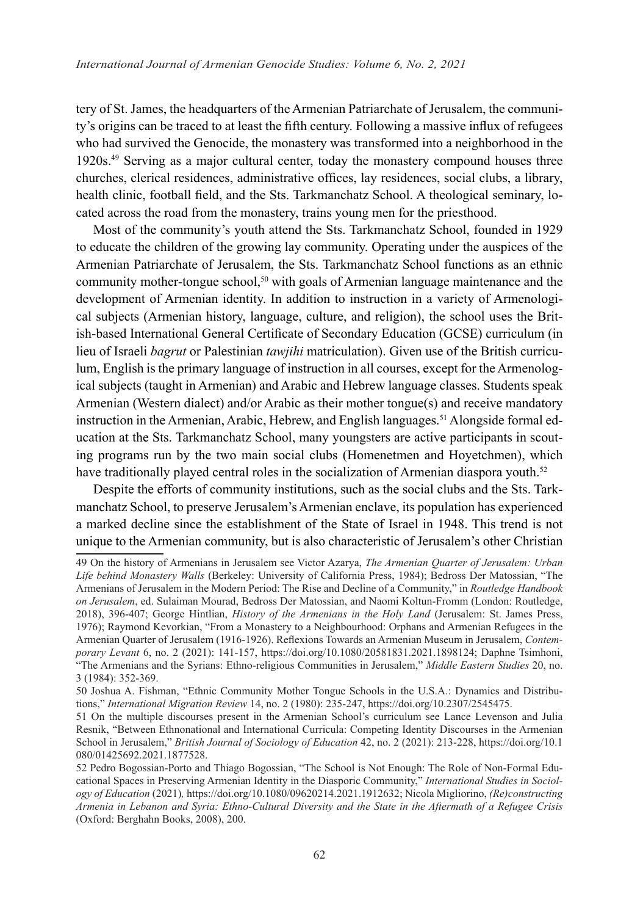tery of St. James, the headquarters of the Armenian Patriarchate of Jerusalem, the community's origins can be traced to at least the fifth century. Following a massive influx of refugees who had survived the Genocide, the monastery was transformed into a neighborhood in the 1920s.[49] Serving as a major cultural center, today the monastery compound houses three churches, clerical residences, administrative offices, lay residences, social clubs, a library, health clinic, football field, and the Sts. Tarkmanchatz School. A theological seminary, located across the road from the monastery, trains young men for the priesthood.

Most of the community's youth attend the Sts. Tarkmanchatz School, founded in 1929 to educate the children of the growing lay community. Operating under the auspices of the Armenian Patriarchate of Jerusalem, the Sts. Tarkmanchatz School functions as an ethnic community mother-tongue school,[50] with goals of Armenian language maintenance and the development of Armenian identity. In addition to instruction in a variety of Armenological subjects (Armenian history, language, culture, and religion), the school uses the British-based International General Certificate of Secondary Education (GCSE) curriculum (in lieu of Israeli *bagrut* or Palestinian *tawjihi* matriculation). Given use of the British curriculum, English is the primary language of instruction in all courses, except for the Armenological subjects (taught in Armenian) and Arabic and Hebrew language classes. Students speak Armenian (Western dialect) and/or Arabic as their mother tongue(s) and receive mandatory instruction in the Armenian, Arabic, Hebrew, and English languages.[51] Alongside formal education at the Sts. Tarkmanchatz School, many youngsters are active participants in scouting programs run by the two main social clubs (Homenetmen and Hoyetchmen), which have traditionally played central roles in the socialization of Armenian diaspora youth.[52]

Despite the efforts of community institutions, such as the social clubs and the Sts. Tarkmanchatz School, to preserve Jerusalem's Armenian enclave, its population has experienced a marked decline since the establishment of the State of Israel in 1948. This trend is not unique to the Armenian community, but is also characteristic of Jerusalem's other Christian

---

49 On the history of Armenians in Jerusalem see Victor Azarya, *The Armenian Quarter of Jerusalem: Urban Life behind Monastery Walls* (Berkeley: University of California Press, 1984); Bedross Der Matossian, "The Armenians of Jerusalem in the Modern Period: The Rise and Decline of a Community," in *Routledge Handbook on Jerusalem*, ed. Sulaiman Mourad, Bedross Der Matossian, and Naomi Koltun-Fromm (London: Routledge, 2018), 396-407; George Hintlian, *History of the Armenians in the Holy Land* (Jerusalem: St. James Press, 1976); Raymond Kevorkian, "From a Monastery to a Neighbourhood: Orphans and Armenian Refugees in the Armenian Quarter of Jerusalem (1916-1926). Reflexions Towards an Armenian Museum in Jerusalem, *Contemporary Levant* 6, no. 2 (2021): 141-157, https://doi.org/10.1080/20581831.2021.1898124; Daphne Tsimhoni, "The Armenians and the Syrians: Ethno-religious Communities in Jerusalem," *Middle Eastern Studies* 20, no. 3 (1984): 352-369.

50 Joshua A. Fishman, "Ethnic Community Mother Tongue Schools in the U.S.A.: Dynamics and Distributions," *International Migration Review* 14, no. 2 (1980): 235-247, https://doi.org/10.2307/2545475.

51 On the multiple discourses present in the Armenian School's curriculum see Lance Levenson and Julia Resnik, "Between Ethnonational and International Curricula: Competing Identity Discourses in the Armenian School in Jerusalem," *British Journal of Sociology of Education* 42, no. 2 (2021): 213-228, https://doi.org/10.1080/01425692.2021.1877528.

52 Pedro Bogossian-Porto and Thiago Bogossian, "The School is Not Enough: The Role of Non-Formal Educational Spaces in Preserving Armenian Identity in the Diasporic Community," *International Studies in Sociology of Education* (2021), https://doi.org/10.1080/09620214.2021.1912632; Nicola Migliorino, *(Re)constructing Armenia in Lebanon and Syria: Ethno-Cultural Diversity and the State in the Aftermath of a Refugee Crisis* (Oxford: Berghahn Books, 2008), 200.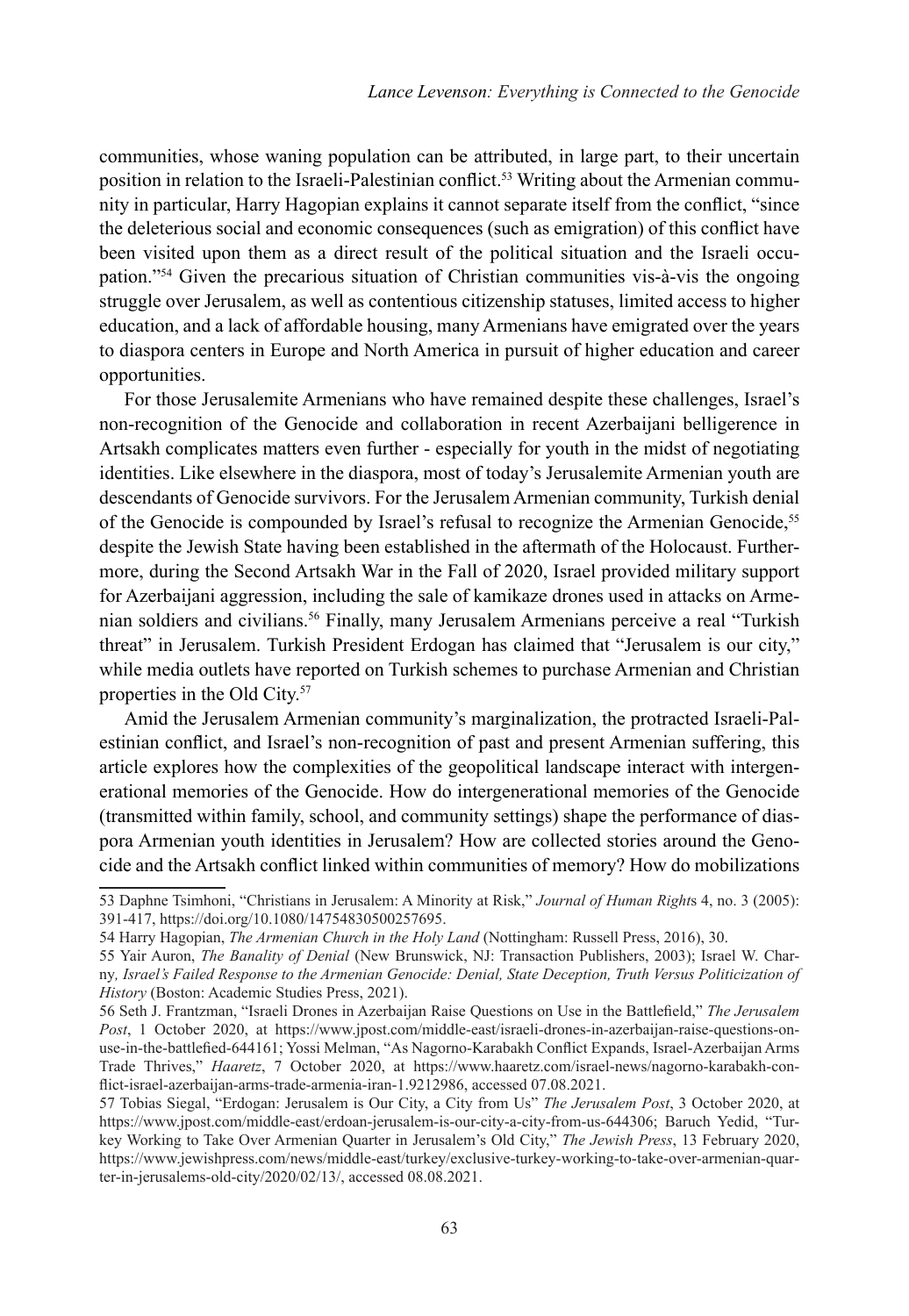communities, whose waning population can be attributed, in large part, to their uncertain position in relation to the Israeli-Palestinian conflict.[53] Writing about the Armenian community in particular, Harry Hagopian explains it cannot separate itself from the conflict, "since the deleterious social and economic consequences (such as emigration) of this conflict have been visited upon them as a direct result of the political situation and the Israeli occupation."[54] Given the precarious situation of Christian communities vis-à-vis the ongoing struggle over Jerusalem, as well as contentious citizenship statuses, limited access to higher education, and a lack of affordable housing, many Armenians have emigrated over the years to diaspora centers in Europe and North America in pursuit of higher education and career opportunities.

For those Jerusalemite Armenians who have remained despite these challenges, Israel's non-recognition of the Genocide and collaboration in recent Azerbaijani belligerence in Artsakh complicates matters even further - especially for youth in the midst of negotiating identities. Like elsewhere in the diaspora, most of today's Jerusalemite Armenian youth are descendants of Genocide survivors. For the Jerusalem Armenian community, Turkish denial of the Genocide is compounded by Israel's refusal to recognize the Armenian Genocide,[55] despite the Jewish State having been established in the aftermath of the Holocaust. Furthermore, during the Second Artsakh War in the Fall of 2020, Israel provided military support for Azerbaijani aggression, including the sale of kamikaze drones used in attacks on Armenian soldiers and civilians.[56] Finally, many Jerusalem Armenians perceive a real "Turkish threat" in Jerusalem. Turkish President Erdogan has claimed that "Jerusalem is our city," while media outlets have reported on Turkish schemes to purchase Armenian and Christian properties in the Old City.[57]

Amid the Jerusalem Armenian community's marginalization, the protracted Israeli-Palestinian conflict, and Israel's non-recognition of past and present Armenian suffering, this article explores how the complexities of the geopolitical landscape interact with intergenerational memories of the Genocide. How do intergenerational memories of the Genocide (transmitted within family, school, and community settings) shape the performance of diaspora Armenian youth identities in Jerusalem? How are collected stories around the Genocide and the Artsakh conflict linked within communities of memory? How do mobilizations

---

53 Daphne Tsimhoni, "Christians in Jerusalem: A Minority at Risk," *Journal of Human Rights* 4, no. 3 (2005): 391-417, https://doi.org/10.1080/14754830500257695.

54 Harry Hagopian, *The Armenian Church in the Holy Land* (Nottingham: Russell Press, 2016), 30.

55 Yair Auron, *The Banality of Denial* (New Brunswick, NJ: Transaction Publishers, 2003); Israel W. Charny, *Israel's Failed Response to the Armenian Genocide: Denial, State Deception, Truth Versus Politicization of History* (Boston: Academic Studies Press, 2021).

56 Seth J. Frantzman, "Israeli Drones in Azerbaijan Raise Questions on Use in the Battlefield," *The Jerusalem Post*, 1 October 2020, at https://www.jpost.com/middle-east/israeli-drones-in-azerbaijan-raise-questions-on-use-in-the-battlefied-644161; Yossi Melman, "As Nagorno-Karabakh Conflict Expands, Israel-Azerbaijan Arms Trade Thrives," *Haaretz*, 7 October 2020, at https://www.haaretz.com/israel-news/nagorno-karabakh-conflict-israel-azerbaijan-arms-trade-armenia-iran-1.9212986, accessed 07.08.2021.

57 Tobias Siegal, "Erdogan: Jerusalem is Our City, a City from Us" *The Jerusalem Post*, 3 October 2020, at https://www.jpost.com/middle-east/erdoan-jerusalem-is-our-city-a-city-from-us-644306; Baruch Yedid, "Turkey Working to Take Over Armenian Quarter in Jerusalem's Old City," *The Jewish Press*, 13 February 2020, https://www.jewishpress.com/news/middle-east/turkey/exclusive-turkey-working-to-take-over-armenian-quarter-in-jerusalems-old-city/2020/02/13/, accessed 08.08.2021.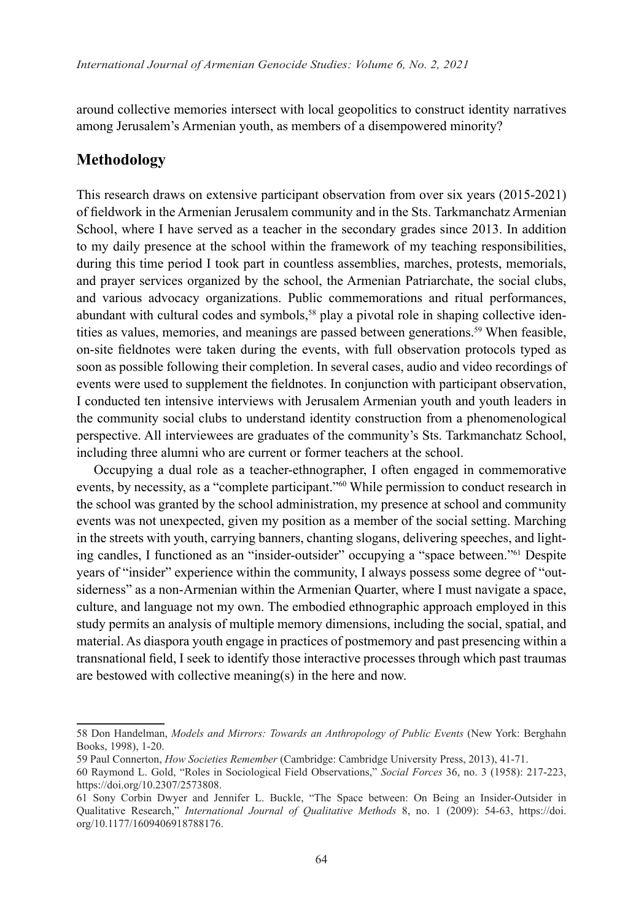around collective memories intersect with local geopolitics to construct identity narratives among Jerusalem's Armenian youth, as members of a disempowered minority?

## Methodology

This research draws on extensive participant observation from over six years (2015-2021) of fieldwork in the Armenian Jerusalem community and in the Sts. Tarkmanchatz Armenian School, where I have served as a teacher in the secondary grades since 2013. In addition to my daily presence at the school within the framework of my teaching responsibilities, during this time period I took part in countless assemblies, marches, protests, memorials, and prayer services organized by the school, the Armenian Patriarchate, the social clubs, and various advocacy organizations. Public commemorations and ritual performances, abundant with cultural codes and symbols,[58] play a pivotal role in shaping collective identities as values, memories, and meanings are passed between generations.[59] When feasible, on-site fieldnotes were taken during the events, with full observation protocols typed as soon as possible following their completion. In several cases, audio and video recordings of events were used to supplement the fieldnotes. In conjunction with participant observation, I conducted ten intensive interviews with Jerusalem Armenian youth and youth leaders in the community social clubs to understand identity construction from a phenomenological perspective. All interviewees are graduates of the community's Sts. Tarkmanchatz School, including three alumni who are current or former teachers at the school.

Occupying a dual role as a teacher-ethnographer, I often engaged in commemorative events, by necessity, as a "complete participant."[60] While permission to conduct research in the school was granted by the school administration, my presence at school and community events was not unexpected, given my position as a member of the social setting. Marching in the streets with youth, carrying banners, chanting slogans, delivering speeches, and lighting candles, I functioned as an "insider-outsider" occupying a "space between."[61] Despite years of "insider" experience within the community, I always possess some degree of "outsiderness" as a non-Armenian within the Armenian Quarter, where I must navigate a space, culture, and language not my own. The embodied ethnographic approach employed in this study permits an analysis of multiple memory dimensions, including the social, spatial, and material. As diaspora youth engage in practices of postmemory and past presencing within a transnational field, I seek to identify those interactive processes through which past traumas are bestowed with collective meaning(s) in the here and now.

---

58 Don Handelman, *Models and Mirrors: Towards an Anthropology of Public Events* (New York: Berghahn Books, 1998), 1-20.

59 Paul Connerton, *How Societies Remember* (Cambridge: Cambridge University Press, 2013), 41-71.

60 Raymond L. Gold, "Roles in Sociological Field Observations," *Social Forces* 36, no. 3 (1958): 217-223, https://doi.org/10.2307/2573808.

61 Sony Corbin Dwyer and Jennifer L. Buckle, "The Space between: On Being an Insider-Outsider in Qualitative Research," *International Journal of Qualitative Methods* 8, no. 1 (2009): 54-63, https://doi.org/10.1177/160940690900800105.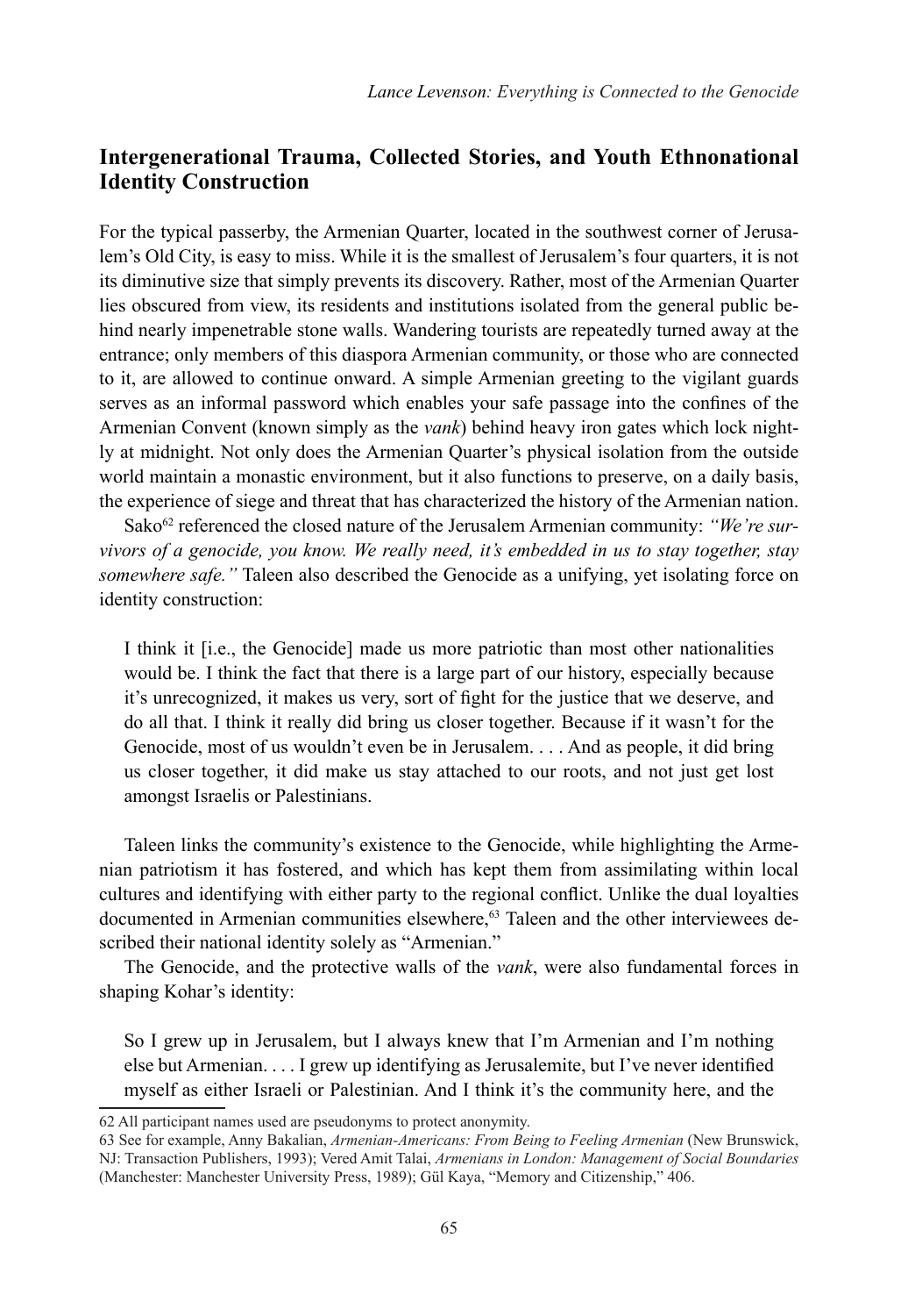## Intergenerational Trauma, Collected Stories, and Youth Ethnonational Identity Construction

For the typical passerby, the Armenian Quarter, located in the southwest corner of Jerusalem's Old City, is easy to miss. While it is the smallest of Jerusalem's four quarters, it is not its diminutive size that simply prevents its discovery. Rather, most of the Armenian Quarter lies obscured from view, its residents and institutions isolated from the general public behind nearly impenetrable stone walls. Wandering tourists are repeatedly turned away at the entrance; only members of this diaspora Armenian community, or those who are connected to it, are allowed to continue onward. A simple Armenian greeting to the vigilant guards serves as an informal password which enables your safe passage into the confines of the Armenian Convent (known simply as the *vank*) behind heavy iron gates which lock nightly at midnight. Not only does the Armenian Quarter's physical isolation from the outside world maintain a monastic environment, but it also functions to preserve, on a daily basis, the experience of siege and threat that has characterized the history of the Armenian nation.

Sako[62] referenced the closed nature of the Jerusalem Armenian community: *"We're survivors of a genocide, you know. We really need, it's embedded in us to stay together, stay somewhere safe."* Taleen also described the Genocide as a unifying, yet isolating force on identity construction:

> I think it [i.e., the Genocide] made us more patriotic than most other nationalities would be. I think the fact that there is a large part of our history, especially because it's unrecognized, it makes us very, sort of fight for the justice that we deserve, and do all that. I think it really did bring us closer together. Because if it wasn't for the Genocide, most of us wouldn't even be in Jerusalem. . . . And as people, it did bring us closer together, it did make us stay attached to our roots, and not just get lost amongst Israelis or Palestinians.

Taleen links the community's existence to the Genocide, while highlighting the Armenian patriotism it has fostered, and which has kept them from assimilating within local cultures and identifying with either party to the regional conflict. Unlike the dual loyalties documented in Armenian communities elsewhere,[63] Taleen and the other interviewees described their national identity solely as "Armenian."

The Genocide, and the protective walls of the *vank*, were also fundamental forces in shaping Kohar's identity:

> So I grew up in Jerusalem, but I always knew that I'm Armenian and I'm nothing else but Armenian. . . . I grew up identifying as Jerusalemite, but I've never identified myself as either Israeli or Palestinian. And I think it's the community here, and the

62 All participant names used are pseudonyms to protect anonymity.

63 See for example, Anny Bakalian, *Armenian-Americans: From Being to Feeling Armenian* (New Brunswick, NJ: Transaction Publishers, 1993); Vered Amit Talai, *Armenians in London: Management of Social Boundaries* (Manchester: Manchester University Press, 1989); Gül Kaya, "Memory and Citizenship," 406.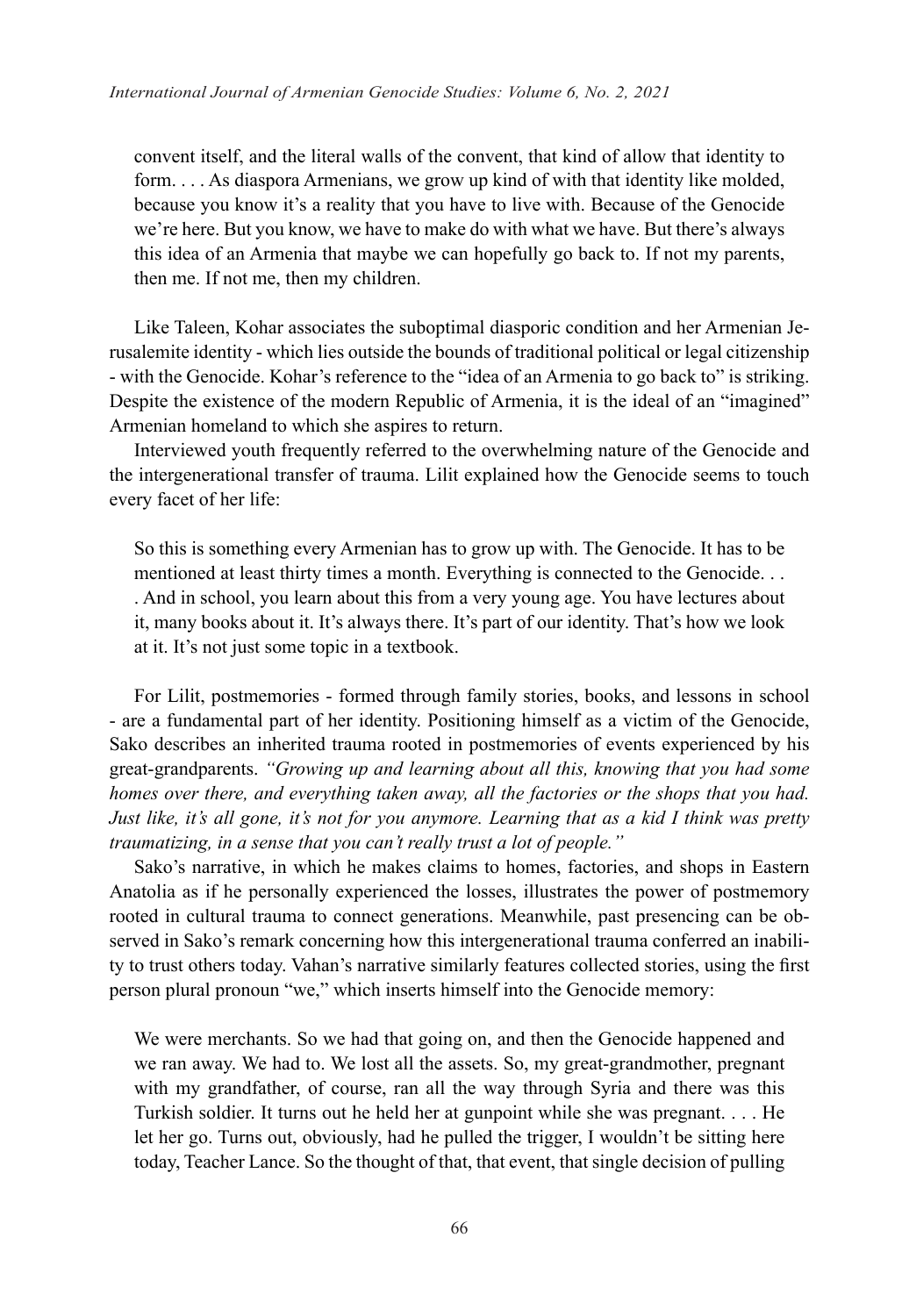> convent itself, and the literal walls of the convent, that kind of allow that identity to form. . . . As diaspora Armenians, we grow up kind of with that identity like molded, because you know it's a reality that you have to live with. Because of the Genocide we're here. But you know, we have to make do with what we have. But there's always this idea of an Armenia that maybe we can hopefully go back to. If not my parents, then me. If not me, then my children.

Like Taleen, Kohar associates the suboptimal diasporic condition and her Armenian Jerusalemite identity - which lies outside the bounds of traditional political or legal citizenship - with the Genocide. Kohar's reference to the "idea of an Armenia to go back to" is striking. Despite the existence of the modern Republic of Armenia, it is the ideal of an "imagined" Armenian homeland to which she aspires to return.

Interviewed youth frequently referred to the overwhelming nature of the Genocide and the intergenerational transfer of trauma. Lilit explained how the Genocide seems to touch every facet of her life:

> So this is something every Armenian has to grow up with. The Genocide. It has to be mentioned at least thirty times a month. Everything is connected to the Genocide. . . . And in school, you learn about this from a very young age. You have lectures about it, many books about it. It's always there. It's part of our identity. That's how we look at it. It's not just some topic in a textbook.

For Lilit, postmemories - formed through family stories, books, and lessons in school - are a fundamental part of her identity. Positioning himself as a victim of the Genocide, Sako describes an inherited trauma rooted in postmemories of events experienced by his great-grandparents. *"Growing up and learning about all this, knowing that you had some homes over there, and everything taken away, all the factories or the shops that you had. Just like, it's all gone, it's not for you anymore. Learning that as a kid I think was pretty traumatizing, in a sense that you can't really trust a lot of people."*

Sako's narrative, in which he makes claims to homes, factories, and shops in Eastern Anatolia as if he personally experienced the losses, illustrates the power of postmemory rooted in cultural trauma to connect generations. Meanwhile, past presencing can be observed in Sako's remark concerning how this intergenerational trauma conferred an inability to trust others today. Vahan's narrative similarly features collected stories, using the first person plural pronoun "we," which inserts himself into the Genocide memory:

> We were merchants. So we had that going on, and then the Genocide happened and we ran away. We had to. We lost all the assets. So, my great-grandmother, pregnant with my grandfather, of course, ran all the way through Syria and there was this Turkish soldier. It turns out he held her at gunpoint while she was pregnant. . . . He let her go. Turns out, obviously, had he pulled the trigger, I wouldn't be sitting here today, Teacher Lance. So the thought of that, that event, that single decision of pulling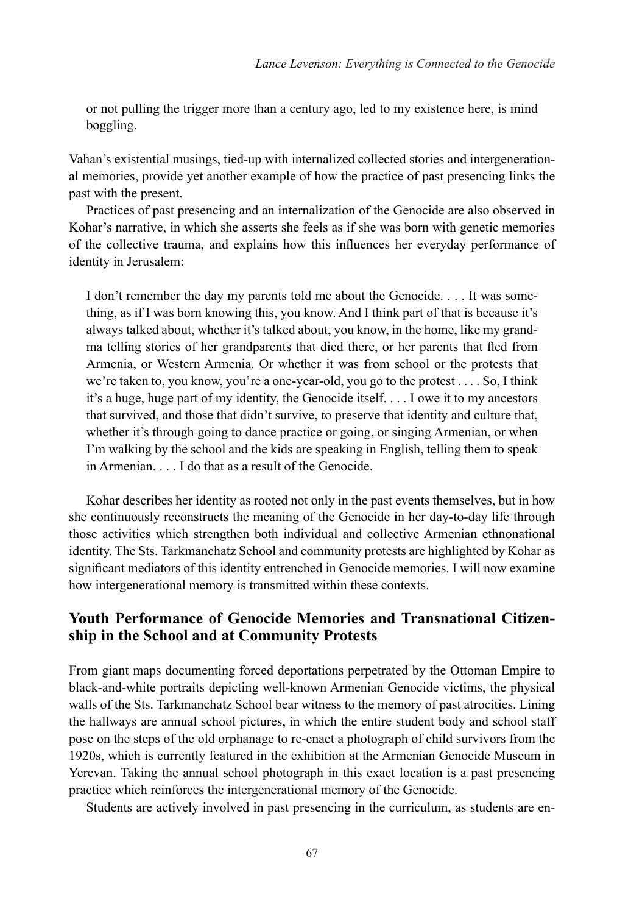or not pulling the trigger more than a century ago, led to my existence here, is mind boggling.

Vahan's existential musings, tied-up with internalized collected stories and intergenerational memories, provide yet another example of how the practice of past presencing links the past with the present.

Practices of past presencing and an internalization of the Genocide are also observed in Kohar's narrative, in which she asserts she feels as if she was born with genetic memories of the collective trauma, and explains how this influences her everyday performance of identity in Jerusalem:

> I don't remember the day my parents told me about the Genocide. . . . It was something, as if I was born knowing this, you know. And I think part of that is because it's always talked about, whether it's talked about, you know, in the home, like my grandma telling stories of her grandparents that died there, or her parents that fled from Armenia, or Western Armenia. Or whether it was from school or the protests that we're taken to, you know, you're a one-year-old, you go to the protest . . . . So, I think it's a huge, huge part of my identity, the Genocide itself. . . . I owe it to my ancestors that survived, and those that didn't survive, to preserve that identity and culture that, whether it's through going to dance practice or going, or singing Armenian, or when I'm walking by the school and the kids are speaking in English, telling them to speak in Armenian. . . . I do that as a result of the Genocide.

Kohar describes her identity as rooted not only in the past events themselves, but in how she continuously reconstructs the meaning of the Genocide in her day-to-day life through those activities which strengthen both individual and collective Armenian ethnonational identity. The Sts. Tarkmanchatz School and community protests are highlighted by Kohar as significant mediators of this identity entrenched in Genocide memories. I will now examine how intergenerational memory is transmitted within these contexts.

## Youth Performance of Genocide Memories and Transnational Citizenship in the School and at Community Protests

From giant maps documenting forced deportations perpetrated by the Ottoman Empire to black-and-white portraits depicting well-known Armenian Genocide victims, the physical walls of the Sts. Tarkmanchatz School bear witness to the memory of past atrocities. Lining the hallways are annual school pictures, in which the entire student body and school staff pose on the steps of the old orphanage to re-enact a photograph of child survivors from the 1920s, which is currently featured in the exhibition at the Armenian Genocide Museum in Yerevan. Taking the annual school photograph in this exact location is a past presencing practice which reinforces the intergenerational memory of the Genocide.

Students are actively involved in past presencing in the curriculum, as students are en-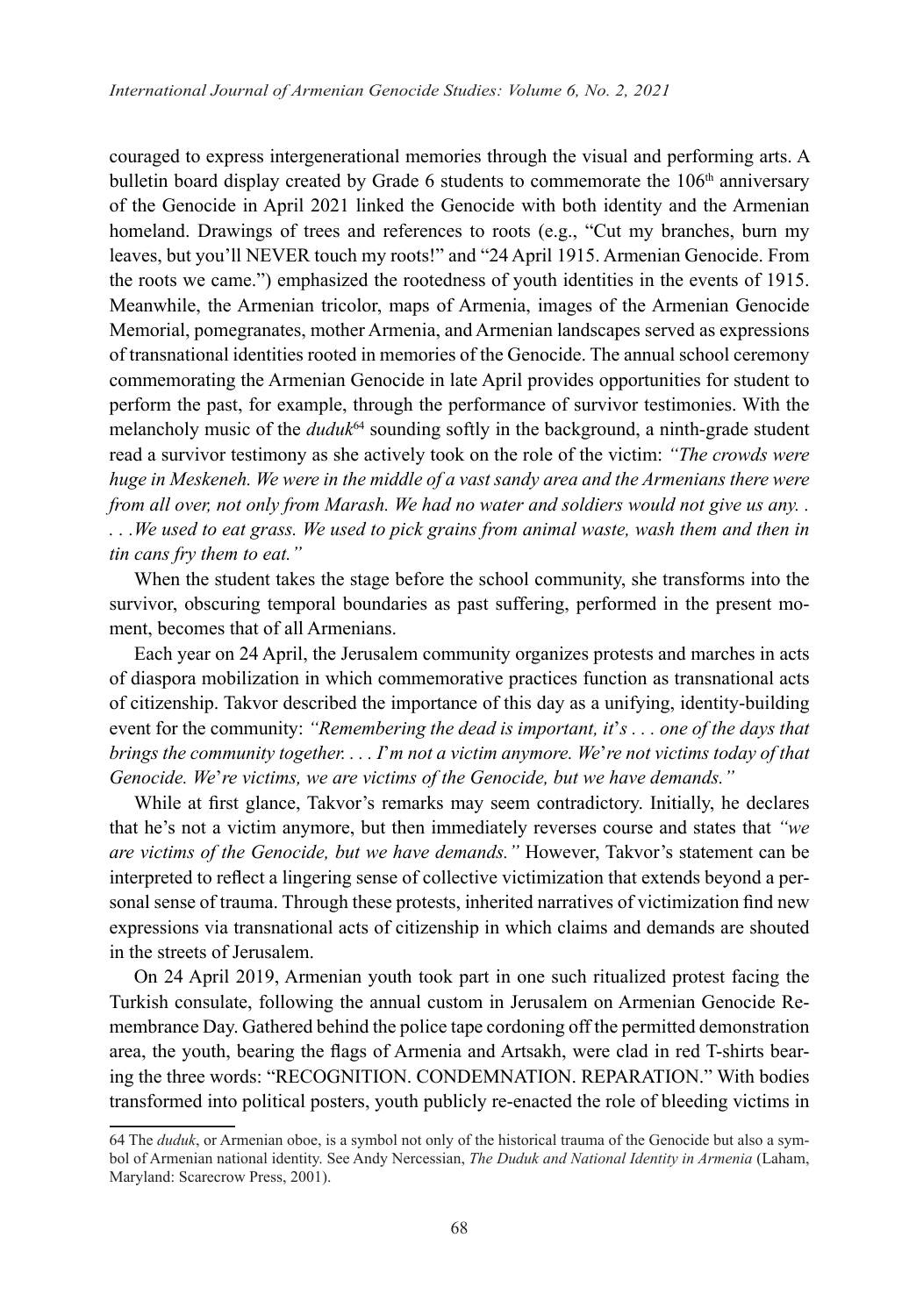couraged to express intergenerational memories through the visual and performing arts. A bulletin board display created by Grade 6 students to commemorate the 106th anniversary of the Genocide in April 2021 linked the Genocide with both identity and the Armenian homeland. Drawings of trees and references to roots (e.g., "Cut my branches, burn my leaves, but you'll NEVER touch my roots!" and "24 April 1915. Armenian Genocide. From the roots we came.") emphasized the rootedness of youth identities in the events of 1915. Meanwhile, the Armenian tricolor, maps of Armenia, images of the Armenian Genocide Memorial, pomegranates, mother Armenia, and Armenian landscapes served as expressions of transnational identities rooted in memories of the Genocide. The annual school ceremony commemorating the Armenian Genocide in late April provides opportunities for student to perform the past, for example, through the performance of survivor testimonies. With the melancholy music of the *duduk*[64] sounding softly in the background, a ninth-grade student read a survivor testimony as she actively took on the role of the victim: *"The crowds were huge in Meskeneh. We were in the middle of a vast sandy area and the Armenians there were from all over, not only from Marash. We had no water and soldiers would not give us any. . . . .We used to eat grass. We used to pick grains from animal waste, wash them and then in tin cans fry them to eat."*

When the student takes the stage before the school community, she transforms into the survivor, obscuring temporal boundaries as past suffering, performed in the present moment, becomes that of all Armenians.

Each year on 24 April, the Jerusalem community organizes protests and marches in acts of diaspora mobilization in which commemorative practices function as transnational acts of citizenship. Takvor described the importance of this day as a unifying, identity-building event for the community: *"Remembering the dead is important, it's . . . one of the days that brings the community together. . . . I'm not a victim anymore. We're not victims today of that Genocide. We're victims, we are victims of the Genocide, but we have demands."*

While at first glance, Takvor's remarks may seem contradictory. Initially, he declares that he's not a victim anymore, but then immediately reverses course and states that *"we are victims of the Genocide, but we have demands."* However, Takvor's statement can be interpreted to reflect a lingering sense of collective victimization that extends beyond a personal sense of trauma. Through these protests, inherited narratives of victimization find new expressions via transnational acts of citizenship in which claims and demands are shouted in the streets of Jerusalem.

On 24 April 2019, Armenian youth took part in one such ritualized protest facing the Turkish consulate, following the annual custom in Jerusalem on Armenian Genocide Remembrance Day. Gathered behind the police tape cordoning off the permitted demonstration area, the youth, bearing the flags of Armenia and Artsakh, were clad in red T-shirts bearing the three words: "RECOGNITION. CONDEMNATION. REPARATION." With bodies transformed into political posters, youth publicly re-enacted the role of bleeding victims in

---

64 The *duduk*, or Armenian oboe, is a symbol not only of the historical trauma of the Genocide but also a symbol of Armenian national identity. See Andy Nercessian, *The Duduk and National Identity in Armenia* (Laham, Maryland: Scarecrow Press, 2001).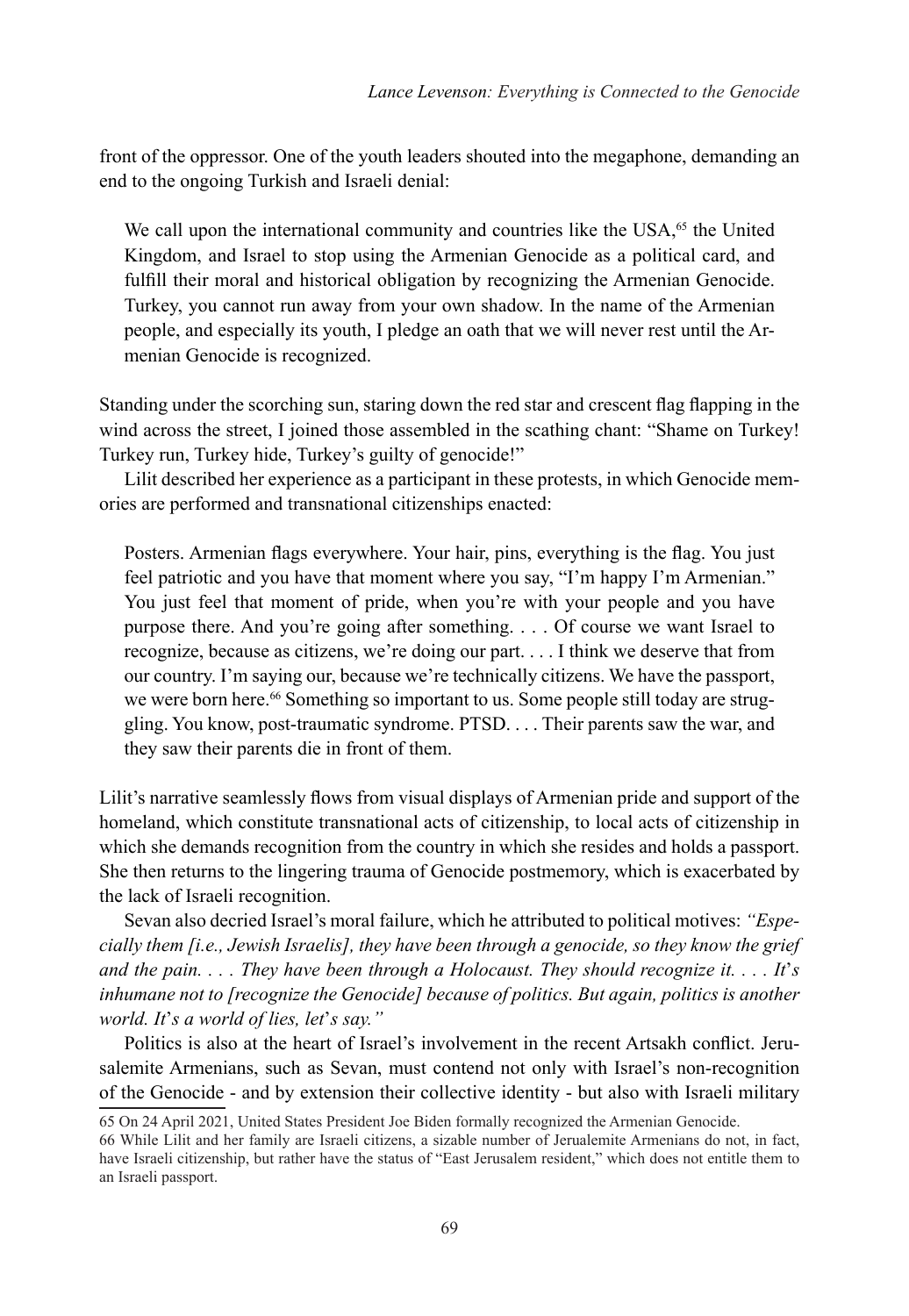front of the oppressor. One of the youth leaders shouted into the megaphone, demanding an end to the ongoing Turkish and Israeli denial:

> We call upon the international community and countries like the USA,[65] the United Kingdom, and Israel to stop using the Armenian Genocide as a political card, and fulfill their moral and historical obligation by recognizing the Armenian Genocide. Turkey, you cannot run away from your own shadow. In the name of the Armenian people, and especially its youth, I pledge an oath that we will never rest until the Armenian Genocide is recognized.

Standing under the scorching sun, staring down the red star and crescent flag flapping in the wind across the street, I joined those assembled in the scathing chant: "Shame on Turkey! Turkey run, Turkey hide, Turkey's guilty of genocide!"

Lilit described her experience as a participant in these protests, in which Genocide memories are performed and transnational citizenships enacted:

> Posters. Armenian flags everywhere. Your hair, pins, everything is the flag. You just feel patriotic and you have that moment where you say, "I'm happy I'm Armenian." You just feel that moment of pride, when you're with your people and you have purpose there. And you're going after something. . . . Of course we want Israel to recognize, because as citizens, we're doing our part. . . . I think we deserve that from our country. I'm saying our, because we're technically citizens. We have the passport, we were born here.[66] Something so important to us. Some people still today are struggling. You know, post-traumatic syndrome. PTSD. . . . Their parents saw the war, and they saw their parents die in front of them.

Lilit's narrative seamlessly flows from visual displays of Armenian pride and support of the homeland, which constitute transnational acts of citizenship, to local acts of citizenship in which she demands recognition from the country in which she resides and holds a passport. She then returns to the lingering trauma of Genocide postmemory, which is exacerbated by the lack of Israeli recognition.

Sevan also decried Israel's moral failure, which he attributed to political motives: *"Especially them [i.e., Jewish Israelis], they have been through a genocide, so they know the grief and the pain. . . . They have been through a Holocaust. They should recognize it. . . . It's inhumane not to [recognize the Genocide] because of politics. But again, politics is another world. It's a world of lies, let's say."*

Politics is also at the heart of Israel's involvement in the recent Artsakh conflict. Jerusalemite Armenians, such as Sevan, must contend not only with Israel's non-recognition of the Genocide - and by extension their collective identity - but also with Israeli military

65 On 24 April 2021, United States President Joe Biden formally recognized the Armenian Genocide.

66 While Lilit and her family are Israeli citizens, a sizable number of Jerualemite Armenians do not, in fact, have Israeli citizenship, but rather have the status of "East Jerusalem resident," which does not entitle them to an Israeli passport.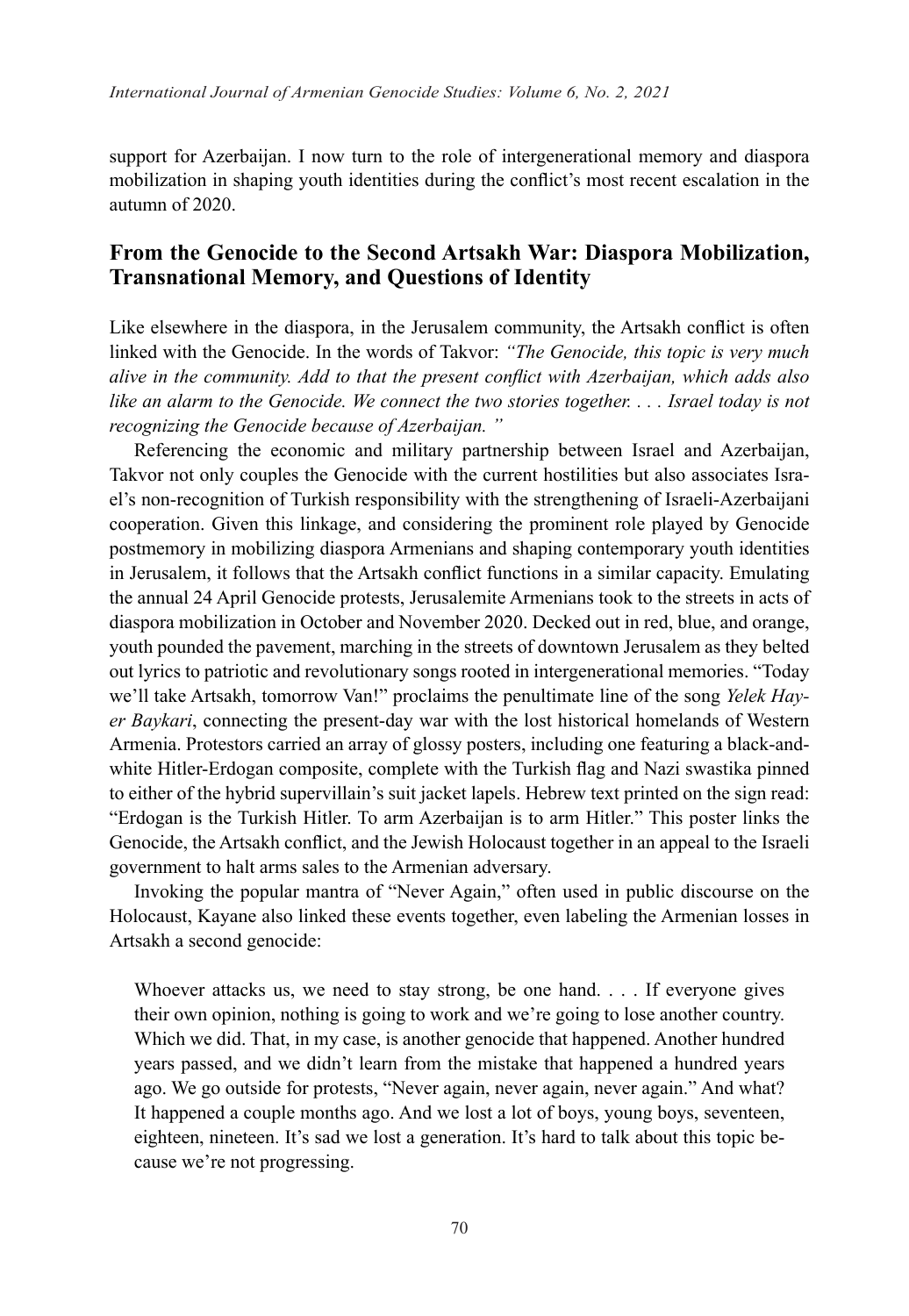support for Azerbaijan. I now turn to the role of intergenerational memory and diaspora mobilization in shaping youth identities during the conflict's most recent escalation in the autumn of 2020.

## From the Genocide to the Second Artsakh War: Diaspora Mobilization, Transnational Memory, and Questions of Identity

Like elsewhere in the diaspora, in the Jerusalem community, the Artsakh conflict is often linked with the Genocide. In the words of Takvor: *"The Genocide, this topic is very much alive in the community. Add to that the present conflict with Azerbaijan, which adds also like an alarm to the Genocide. We connect the two stories together. . . . Israel today is not recognizing the Genocide because of Azerbaijan."*

Referencing the economic and military partnership between Israel and Azerbaijan, Takvor not only couples the Genocide with the current hostilities but also associates Israel's non-recognition of Turkish responsibility with the strengthening of Israeli-Azerbaijani cooperation. Given this linkage, and considering the prominent role played by Genocide postmemory in mobilizing diaspora Armenians and shaping contemporary youth identities in Jerusalem, it follows that the Artsakh conflict functions in a similar capacity. Emulating the annual 24 April Genocide protests, Jerusalemite Armenians took to the streets in acts of diaspora mobilization in October and November 2020. Decked out in red, blue, and orange, youth pounded the pavement, marching in the streets of downtown Jerusalem as they belted out lyrics to patriotic and revolutionary songs rooted in intergenerational memories. "Today we'll take Artsakh, tomorrow Van!" proclaims the penultimate line of the song *Yelek Hayer Baykari*, connecting the present-day war with the lost historical homelands of Western Armenia. Protestors carried an array of glossy posters, including one featuring a black-and-white Hitler-Erdogan composite, complete with the Turkish flag and Nazi swastika pinned to either of the hybrid supervillain's suit jacket lapels. Hebrew text printed on the sign read: "Erdogan is the Turkish Hitler. To arm Azerbaijan is to arm Hitler." This poster links the Genocide, the Artsakh conflict, and the Jewish Holocaust together in an appeal to the Israeli government to halt arms sales to the Armenian adversary.

Invoking the popular mantra of "Never Again," often used in public discourse on the Holocaust, Kayane also linked these events together, even labeling the Armenian losses in Artsakh a second genocide:

> Whoever attacks us, we need to stay strong, be one hand. . . . If everyone gives their own opinion, nothing is going to work and we're going to lose another country. Which we did. That, in my case, is another genocide that happened. Another hundred years passed, and we didn't learn from the mistake that happened a hundred years ago. We go outside for protests, "Never again, never again, never again." And what? It happened a couple months ago. And we lost a lot of boys, young boys, seventeen, eighteen, nineteen. It's sad we lost a generation. It's hard to talk about this topic because we're not progressing.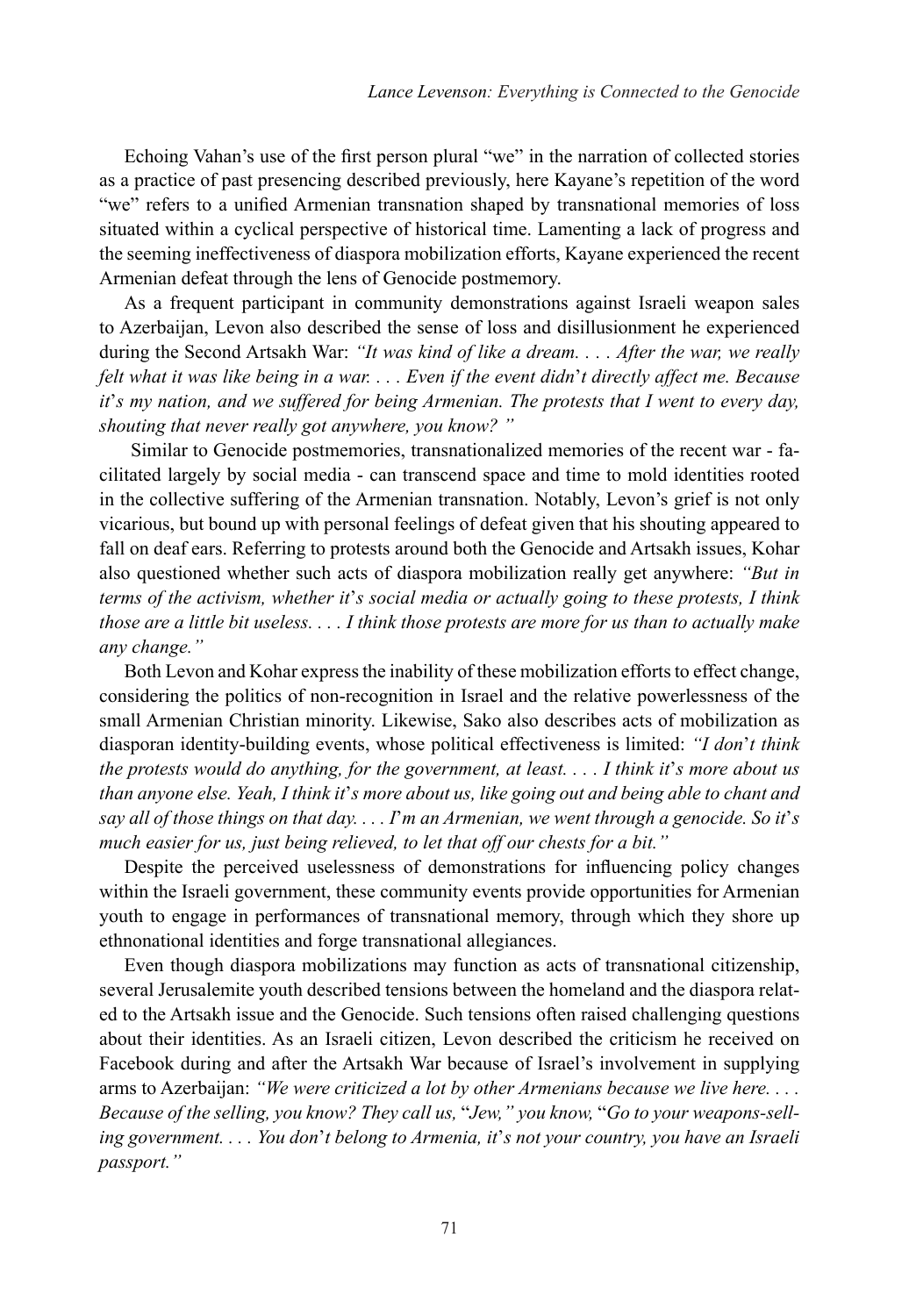Echoing Vahan's use of the first person plural "we" in the narration of collected stories as a practice of past presencing described previously, here Kayane's repetition of the word "we" refers to a unified Armenian transnation shaped by transnational memories of loss situated within a cyclical perspective of historical time. Lamenting a lack of progress and the seeming ineffectiveness of diaspora mobilization efforts, Kayane experienced the recent Armenian defeat through the lens of Genocide postmemory.

As a frequent participant in community demonstrations against Israeli weapon sales to Azerbaijan, Levon also described the sense of loss and disillusionment he experienced during the Second Artsakh War: *"It was kind of like a dream. . . . After the war, we really felt what it was like being in a war. . . . Even if the event didn't directly affect me. Because it's my nation, and we suffered for being Armenian. The protests that I went to every day, shouting that never really got anywhere, you know? "*

Similar to Genocide postmemories, transnationalized memories of the recent war - facilitated largely by social media - can transcend space and time to mold identities rooted in the collective suffering of the Armenian transnation. Notably, Levon's grief is not only vicarious, but bound up with personal feelings of defeat given that his shouting appeared to fall on deaf ears. Referring to protests around both the Genocide and Artsakh issues, Kohar also questioned whether such acts of diaspora mobilization really get anywhere: *"But in terms of the activism, whether it's social media or actually going to these protests, I think those are a little bit useless. . . . I think those protests are more for us than to actually make any change."*

Both Levon and Kohar express the inability of these mobilization efforts to effect change, considering the politics of non-recognition in Israel and the relative powerlessness of the small Armenian Christian minority. Likewise, Sako also describes acts of mobilization as diasporan identity-building events, whose political effectiveness is limited: *"I don't think the protests would do anything, for the government, at least. . . . I think it's more about us than anyone else. Yeah, I think it's more about us, like going out and being able to chant and say all of those things on that day. . . . I'm an Armenian, we went through a genocide. So it's much easier for us, just being relieved, to let that off our chests for a bit."*

Despite the perceived uselessness of demonstrations for influencing policy changes within the Israeli government, these community events provide opportunities for Armenian youth to engage in performances of transnational memory, through which they shore up ethnonational identities and forge transnational allegiances.

Even though diaspora mobilizations may function as acts of transnational citizenship, several Jerusalemite youth described tensions between the homeland and the diaspora related to the Artsakh issue and the Genocide. Such tensions often raised challenging questions about their identities. As an Israeli citizen, Levon described the criticism he received on Facebook during and after the Artsakh War because of Israel's involvement in supplying arms to Azerbaijan: *"We were criticized a lot by other Armenians because we live here. . . . Because of the selling, you know? They call us, "Jew," you know, "Go to your weapons-selling government. . . . You don't belong to Armenia, it's not your country, you have an Israeli passport."*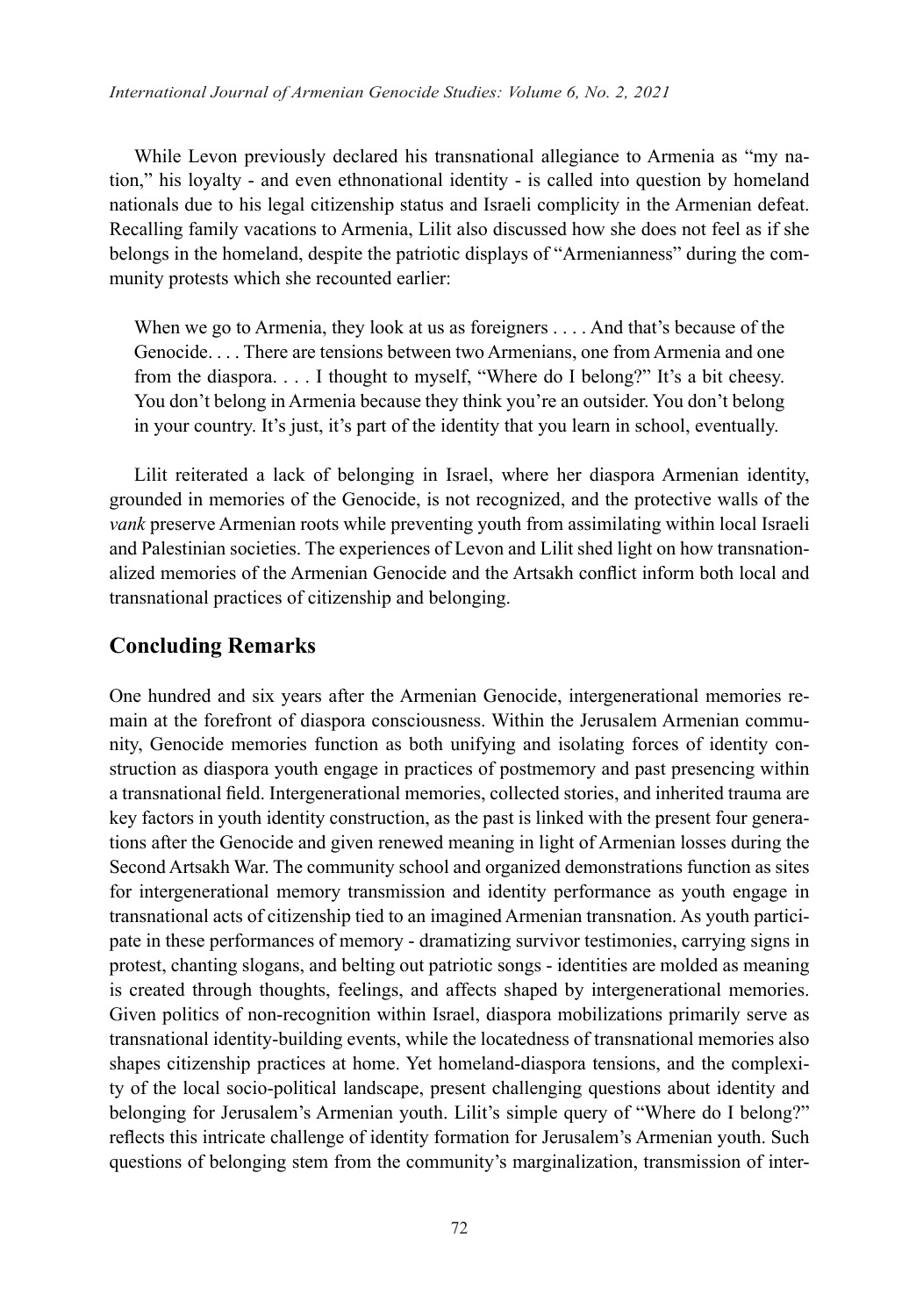While Levon previously declared his transnational allegiance to Armenia as "my nation," his loyalty - and even ethnonational identity - is called into question by homeland nationals due to his legal citizenship status and Israeli complicity in the Armenian defeat. Recalling family vacations to Armenia, Lilit also discussed how she does not feel as if she belongs in the homeland, despite the patriotic displays of "Armenianness" during the community protests which she recounted earlier:

> When we go to Armenia, they look at us as foreigners . . . . And that's because of the Genocide. . . . There are tensions between two Armenians, one from Armenia and one from the diaspora. . . . I thought to myself, "Where do I belong?" It's a bit cheesy. You don't belong in Armenia because they think you're an outsider. You don't belong in your country. It's just, it's part of the identity that you learn in school, eventually.

Lilit reiterated a lack of belonging in Israel, where her diaspora Armenian identity, grounded in memories of the Genocide, is not recognized, and the protective walls of the *vank* preserve Armenian roots while preventing youth from assimilating within local Israeli and Palestinian societies. The experiences of Levon and Lilit shed light on how transnationalized memories of the Armenian Genocide and the Artsakh conflict inform both local and transnational practices of citizenship and belonging.

## Concluding Remarks

One hundred and six years after the Armenian Genocide, intergenerational memories remain at the forefront of diaspora consciousness. Within the Jerusalem Armenian community, Genocide memories function as both unifying and isolating forces of identity construction as diaspora youth engage in practices of postmemory and past presencing within a transnational field. Intergenerational memories, collected stories, and inherited trauma are key factors in youth identity construction, as the past is linked with the present four generations after the Genocide and given renewed meaning in light of Armenian losses during the Second Artsakh War. The community school and organized demonstrations function as sites for intergenerational memory transmission and identity performance as youth engage in transnational acts of citizenship tied to an imagined Armenian transnation. As youth participate in these performances of memory - dramatizing survivor testimonies, carrying signs in protest, chanting slogans, and belting out patriotic songs - identities are molded as meaning is created through thoughts, feelings, and affects shaped by intergenerational memories. Given politics of non-recognition within Israel, diaspora mobilizations primarily serve as transnational identity-building events, while the locatedness of transnational memories also shapes citizenship practices at home. Yet homeland-diaspora tensions, and the complexity of the local socio-political landscape, present challenging questions about identity and belonging for Jerusalem's Armenian youth. Lilit's simple query of "Where do I belong?" reflects this intricate challenge of identity formation for Jerusalem's Armenian youth. Such questions of belonging stem from the community's marginalization, transmission of inter-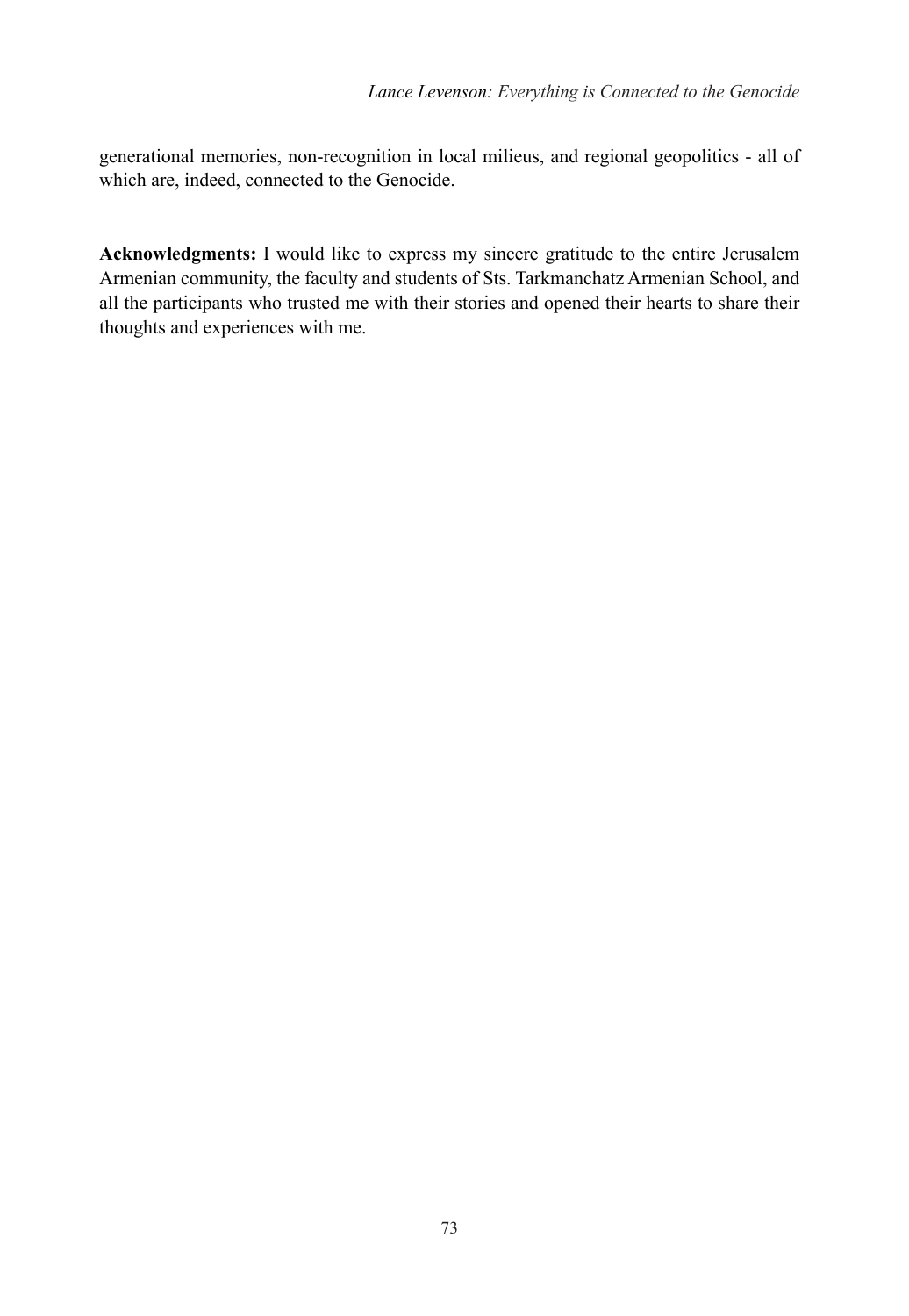generational memories, non-recognition in local milieus, and regional geopolitics - all of which are, indeed, connected to the Genocide.

**Acknowledgments:** I would like to express my sincere gratitude to the entire Jerusalem Armenian community, the faculty and students of Sts. Tarkmanchatz Armenian School, and all the participants who trusted me with their stories and opened their hearts to share their thoughts and experiences with me.